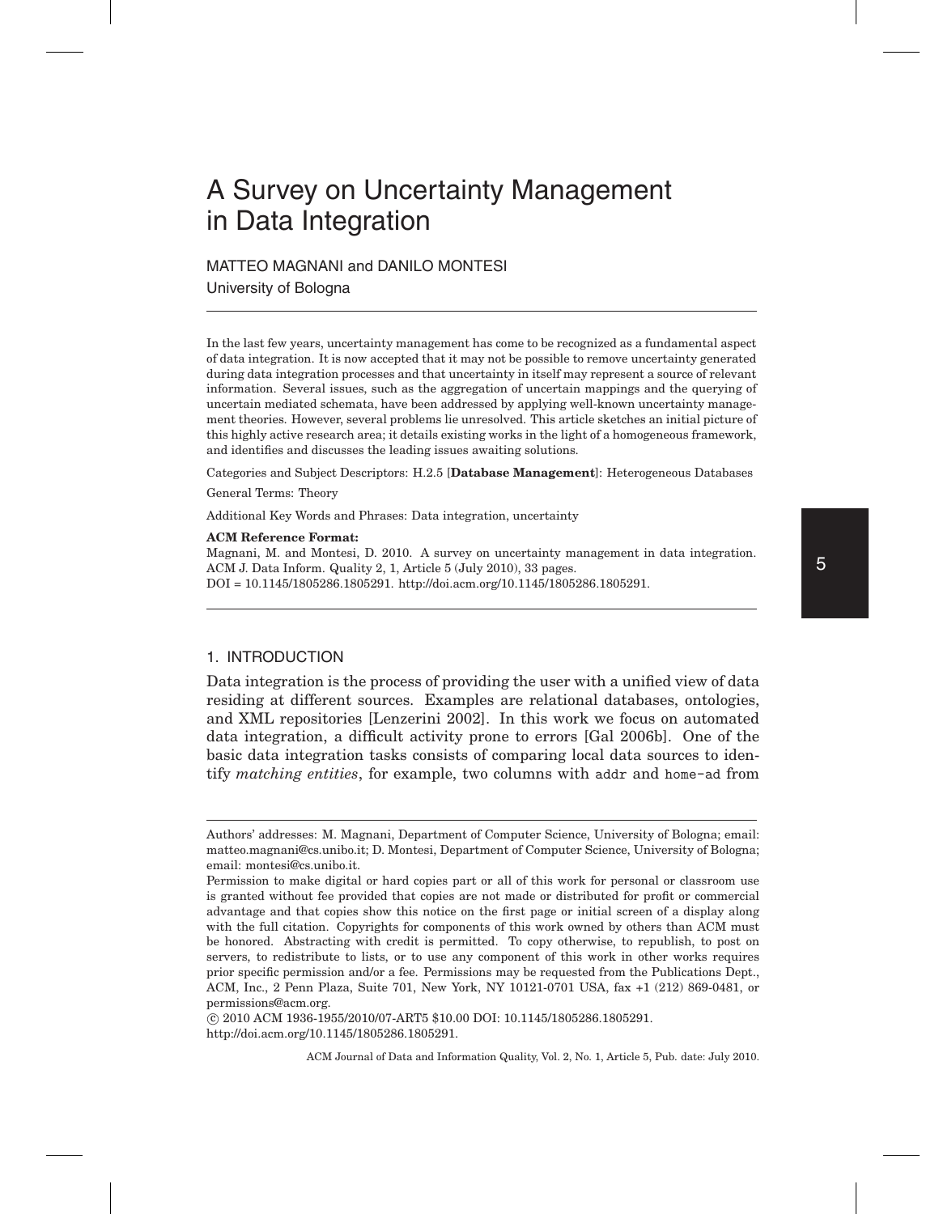# A Survey on Uncertainty Management in Data Integration

MATTEO MAGNANI and DANILO MONTESI

University of Bologna

In the last few years, uncertainty management has come to be recognized as a fundamental aspect of data integration. It is now accepted that it may not be possible to remove uncertainty generated during data integration processes and that uncertainty in itself may represent a source of relevant information. Several issues, such as the aggregation of uncertain mappings and the querying of uncertain mediated schemata, have been addressed by applying well-known uncertainty management theories. However, several problems lie unresolved. This article sketches an initial picture of this highly active research area; it details existing works in the light of a homogeneous framework, and identifies and discusses the leading issues awaiting solutions.

Categories and Subject Descriptors: H.2.5 [**Database Management**]: Heterogeneous Databases

General Terms: Theory

Additional Key Words and Phrases: Data integration, uncertainty

**ACM Reference Format:**

Magnani, M. and Montesi, D. 2010. A survey on uncertainty management in data integration. ACM J. Data Inform. Quality 2, 1, Article 5 (July 2010), 33 pages.
DOI = 10.1145/1805286.1805291. http://doi.acm.org/10.1145/1805286.1805291.

## 1. INTRODUCTION

Data integration is the process of providing the user with a unified view of data residing at different sources. Examples are relational databases, ontologies, and XML repositories [Lenzerini 2002]. In this work we focus on automated data integration, a difficult activity prone to errors [Gal 2006b]. One of the basic data integration tasks consists of comparing local data sources to identify *matching entities*, for example, two columns with addr and home-ad from

---

Authors' addresses: M. Magnani, Department of Computer Science, University of Bologna; email: matteo.magnani@cs.unibo.it; D. Montesi, Department of Computer Science, University of Bologna; email: montesi@cs.unibo.it.

Permission to make digital or hard copies part or all of this work for personal or classroom use is granted without fee provided that copies are not made or distributed for profit or commercial advantage and that copies show this notice on the first page or initial screen of a display along with the full citation. Copyrights for components of this work owned by others than ACM must be honored. Abstracting with credit is permitted. To copy otherwise, to republish, to post on servers, to redistribute to lists, or to use any component of this work in other works requires prior specific permission and/or a fee. Permissions may be requested from the Publications Dept., ACM, Inc., 2 Penn Plaza, Suite 701, New York, NY 10121-0701 USA, fax +1 (212) 869-0481, or permissions@acm.org.

© 2010 ACM 1936-1955/2010/07-ART5 $10.00 DOI: 10.1145/1805286.1805291.
http://doi.acm.org/10.1145/1805286.1805291.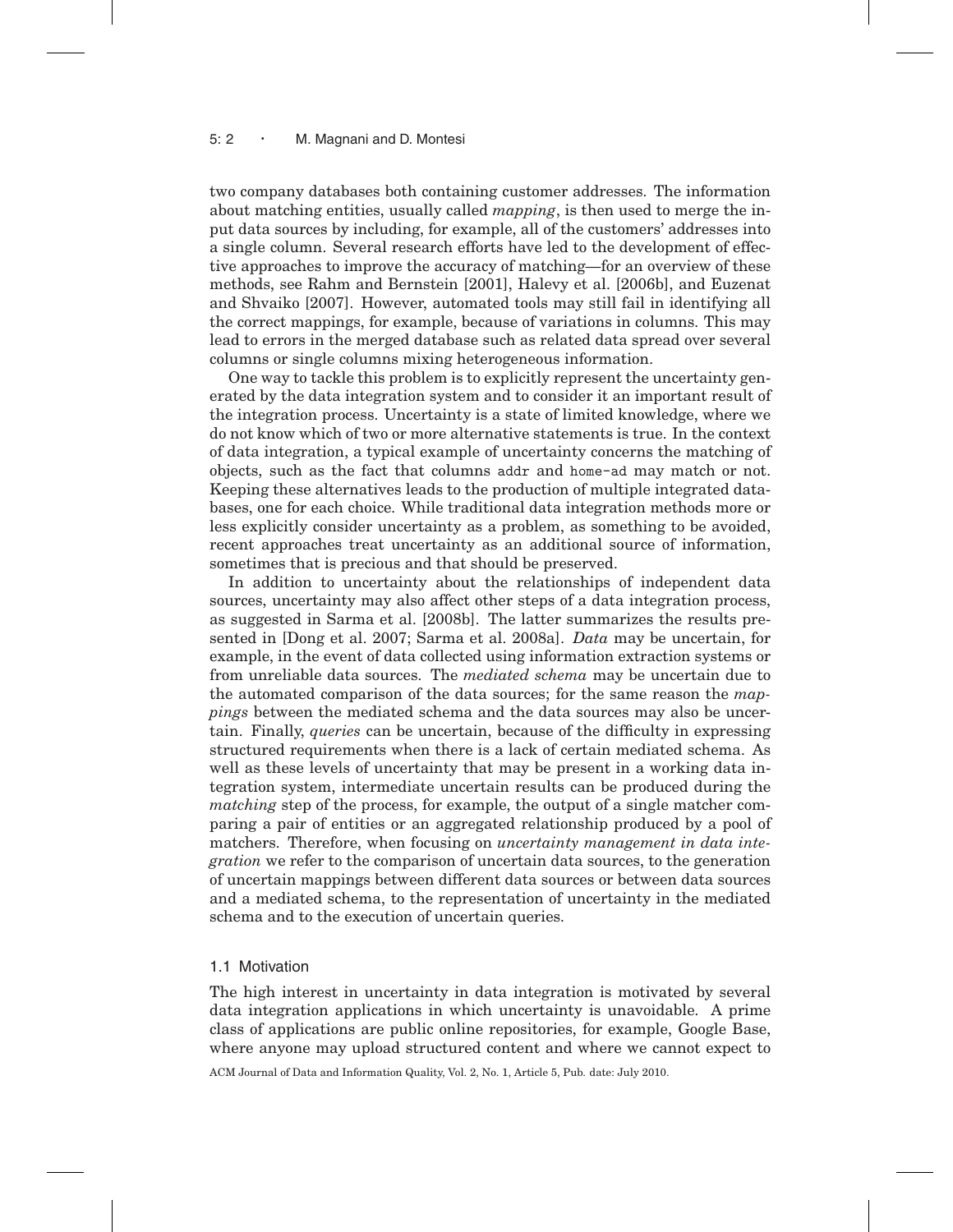two company databases both containing customer addresses. The information about matching entities, usually called *mapping*, is then used to merge the input data sources by including, for example, all of the customers' addresses into a single column. Several research efforts have led to the development of effective approaches to improve the accuracy of matching—for an overview of these methods, see Rahm and Bernstein [2001], Halevy et al. [2006b], and Euzenat and Shvaiko [2007]. However, automated tools may still fail in identifying all the correct mappings, for example, because of variations in columns. This may lead to errors in the merged database such as related data spread over several columns or single columns mixing heterogeneous information.

One way to tackle this problem is to explicitly represent the uncertainty generated by the data integration system and to consider it an important result of the integration process. Uncertainty is a state of limited knowledge, where we do not know which of two or more alternative statements is true. In the context of data integration, a typical example of uncertainty concerns the matching of objects, such as the fact that columns `addr` and `home-ad` may match or not. Keeping these alternatives leads to the production of multiple integrated databases, one for each choice. While traditional data integration methods more or less explicitly consider uncertainty as a problem, as something to be avoided, recent approaches treat uncertainty as an additional source of information, sometimes that is precious and that should be preserved.

In addition to uncertainty about the relationships of independent data sources, uncertainty may also affect other steps of a data integration process, as suggested in Sarma et al. [2008b]. The latter summarizes the results presented in [Dong et al. 2007; Sarma et al. 2008a]. *Data* may be uncertain, for example, in the event of data collected using information extraction systems or from unreliable data sources. The *mediated schema* may be uncertain due to the automated comparison of the data sources; for the same reason the *mappings* between the mediated schema and the data sources may also be uncertain. Finally, *queries* can be uncertain, because of the difficulty in expressing structured requirements when there is a lack of certain mediated schema. As well as these levels of uncertainty that may be present in a working data integration system, intermediate uncertain results can be produced during the *matching* step of the process, for example, the output of a single matcher comparing a pair of entities or an aggregated relationship produced by a pool of matchers. Therefore, when focusing on *uncertainty management in data integration* we refer to the comparison of uncertain data sources, to the generation of uncertain mappings between different data sources or between data sources and a mediated schema, to the representation of uncertainty in the mediated schema and to the execution of uncertain queries.

### 1.1 Motivation

The high interest in uncertainty in data integration is motivated by several data integration applications in which uncertainty is unavoidable. A prime class of applications are public online repositories, for example, Google Base, where anyone may upload structured content and where we cannot expect to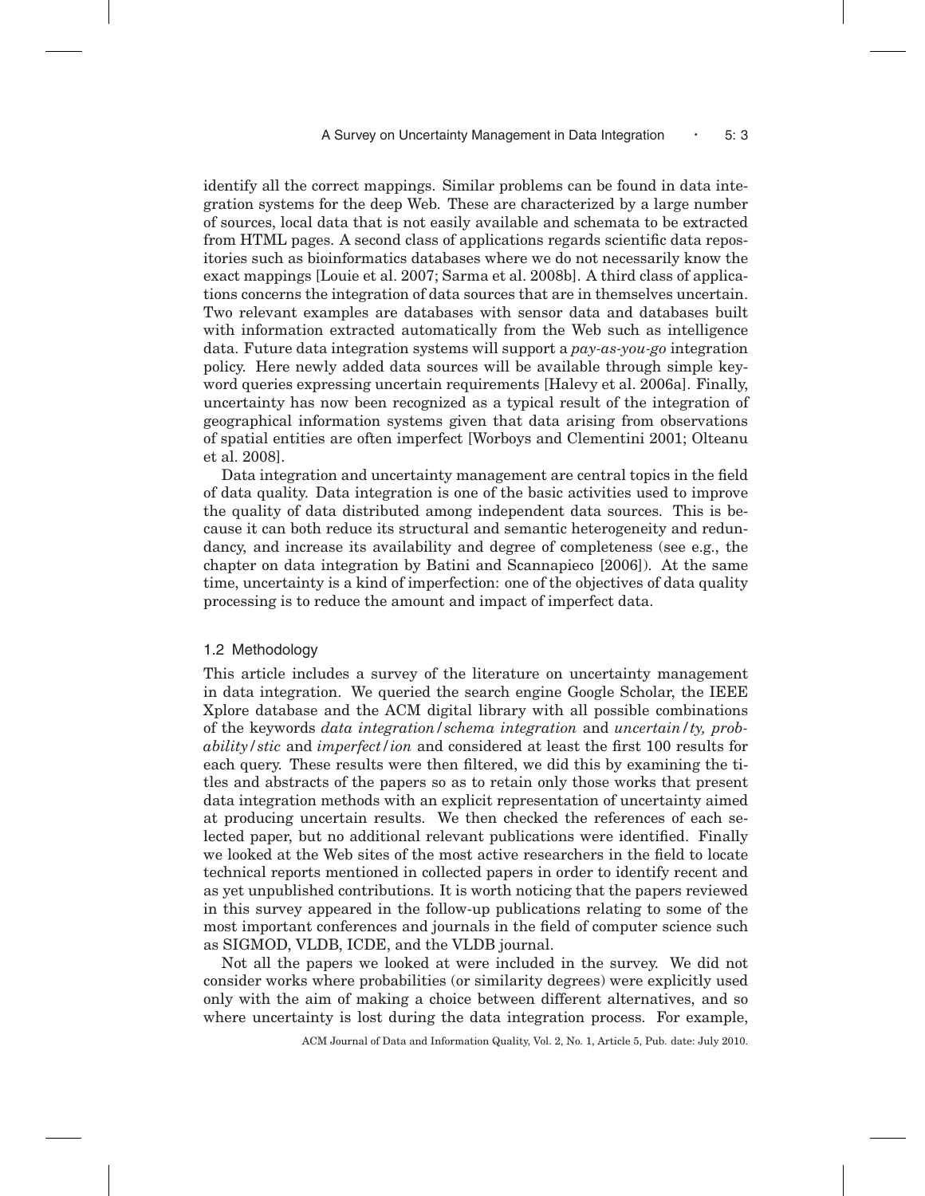identify all the correct mappings. Similar problems can be found in data integration systems for the deep Web. These are characterized by a large number of sources, local data that is not easily available and schemata to be extracted from HTML pages. A second class of applications regards scientific data repositories such as bioinformatics databases where we do not necessarily know the exact mappings [Louie et al. 2007; Sarma et al. 2008b]. A third class of applications concerns the integration of data sources that are in themselves uncertain. Two relevant examples are databases with sensor data and databases built with information extracted automatically from the Web such as intelligence data. Future data integration systems will support a *pay-as-you-go* integration policy. Here newly added data sources will be available through simple keyword queries expressing uncertain requirements [Halevy et al. 2006a]. Finally, uncertainty has now been recognized as a typical result of the integration of geographical information systems given that data arising from observations of spatial entities are often imperfect [Worboys and Clementini 2001; Olteanu et al. 2008].

Data integration and uncertainty management are central topics in the field of data quality. Data integration is one of the basic activities used to improve the quality of data distributed among independent data sources. This is because it can both reduce its structural and semantic heterogeneity and redundancy, and increase its availability and degree of completeness (see e.g., the chapter on data integration by Batini and Scannapieco [2006]). At the same time, uncertainty is a kind of imperfection: one of the objectives of data quality processing is to reduce the amount and impact of imperfect data.

### 1.2 Methodology

This article includes a survey of the literature on uncertainty management in data integration. We queried the search engine Google Scholar, the IEEE Xplore database and the ACM digital library with all possible combinations of the keywords *data integration*/*schema integration* and *uncertain*/*ty, probability*/*stic* and *imperfect*/*ion* and considered at least the first 100 results for each query. These results were then filtered, we did this by examining the titles and abstracts of the papers so as to retain only those works that present data integration methods with an explicit representation of uncertainty aimed at producing uncertain results. We then checked the references of each selected paper, but no additional relevant publications were identified. Finally we looked at the Web sites of the most active researchers in the field to locate technical reports mentioned in collected papers in order to identify recent and as yet unpublished contributions. It is worth noticing that the papers reviewed in this survey appeared in the follow-up publications relating to some of the most important conferences and journals in the field of computer science such as SIGMOD, VLDB, ICDE, and the VLDB journal.

Not all the papers we looked at were included in the survey. We did not consider works where probabilities (or similarity degrees) were explicitly used only with the aim of making a choice between different alternatives, and so where uncertainty is lost during the data integration process. For example,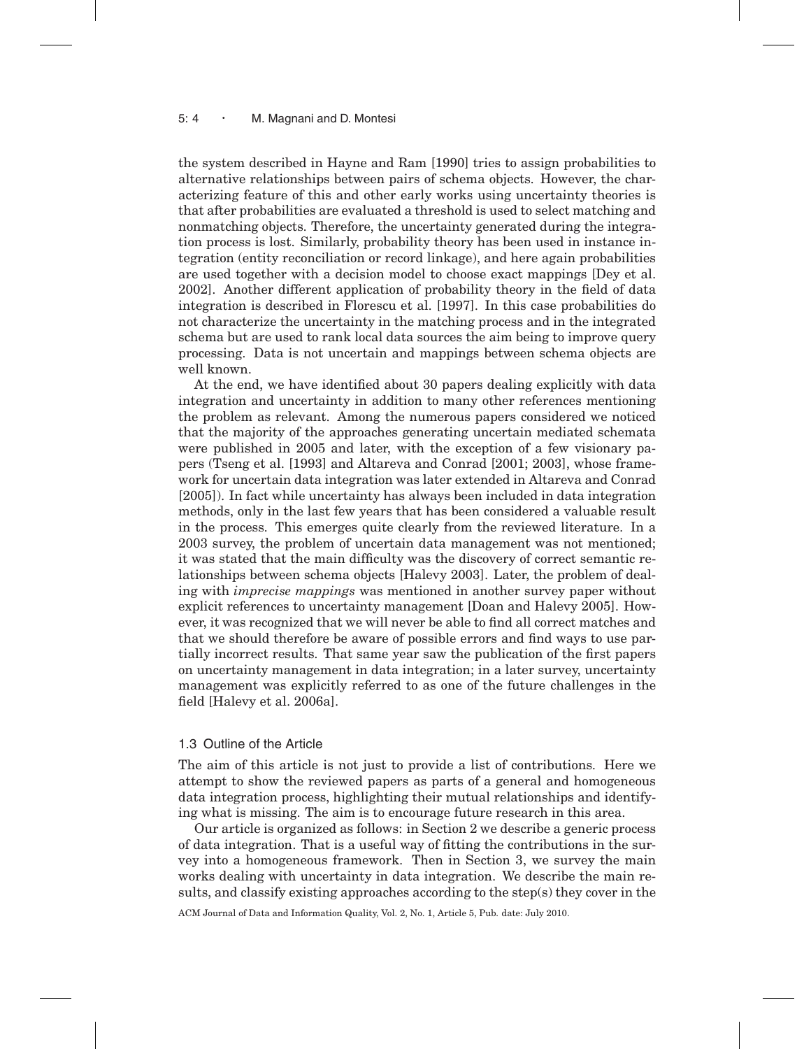the system described in Hayne and Ram [1990] tries to assign probabilities to alternative relationships between pairs of schema objects. However, the characterizing feature of this and other early works using uncertainty theories is that after probabilities are evaluated a threshold is used to select matching and nonmatching objects. Therefore, the uncertainty generated during the integration process is lost. Similarly, probability theory has been used in instance integration (entity reconciliation or record linkage), and here again probabilities are used together with a decision model to choose exact mappings [Dey et al. 2002]. Another different application of probability theory in the field of data integration is described in Florescu et al. [1997]. In this case probabilities do not characterize the uncertainty in the matching process and in the integrated schema but are used to rank local data sources the aim being to improve query processing. Data is not uncertain and mappings between schema objects are well known.

At the end, we have identified about 30 papers dealing explicitly with data integration and uncertainty in addition to many other references mentioning the problem as relevant. Among the numerous papers considered we noticed that the majority of the approaches generating uncertain mediated schemata were published in 2005 and later, with the exception of a few visionary papers (Tseng et al. [1993] and Altareva and Conrad [2001; 2003], whose framework for uncertain data integration was later extended in Altareva and Conrad [2005]). In fact while uncertainty has always been included in data integration methods, only in the last few years that has been considered a valuable result in the process. This emerges quite clearly from the reviewed literature. In a 2003 survey, the problem of uncertain data management was not mentioned; it was stated that the main difficulty was the discovery of correct semantic relationships between schema objects [Halevy 2003]. Later, the problem of dealing with *imprecise mappings* was mentioned in another survey paper without explicit references to uncertainty management [Doan and Halevy 2005]. However, it was recognized that we will never be able to find all correct matches and that we should therefore be aware of possible errors and find ways to use partially incorrect results. That same year saw the publication of the first papers on uncertainty management in data integration; in a later survey, uncertainty management was explicitly referred to as one of the future challenges in the field [Halevy et al. 2006a].

### 1.3 Outline of the Article

The aim of this article is not just to provide a list of contributions. Here we attempt to show the reviewed papers as parts of a general and homogeneous data integration process, highlighting their mutual relationships and identifying what is missing. The aim is to encourage future research in this area.

Our article is organized as follows: in Section 2 we describe a generic process of data integration. That is a useful way of fitting the contributions in the survey into a homogeneous framework. Then in Section 3, we survey the main works dealing with uncertainty in data integration. We describe the main results, and classify existing approaches according to the step(s) they cover in the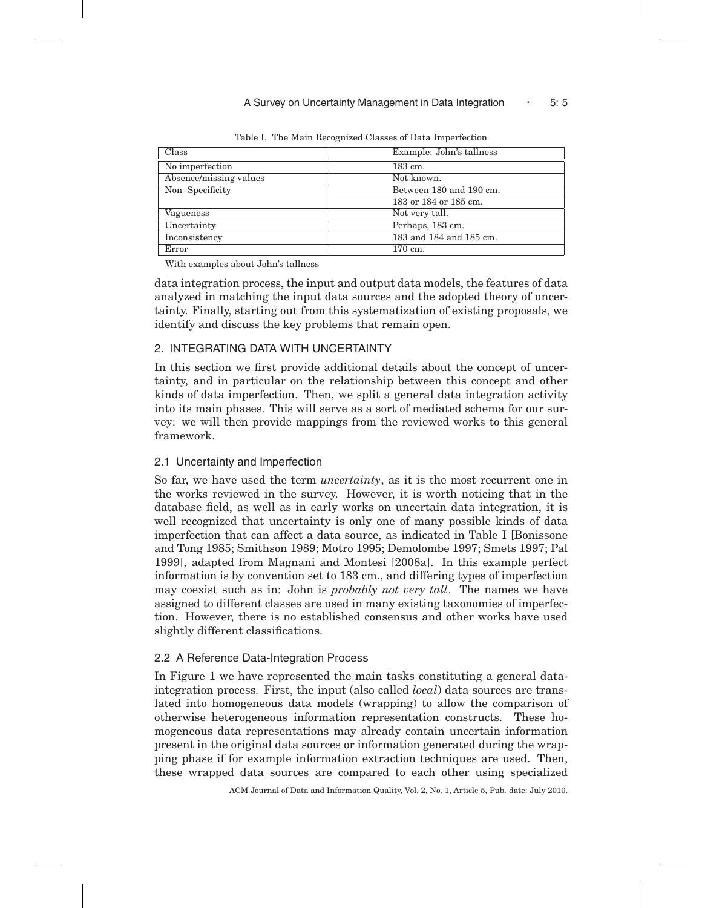Table I. The Main Recognized Classes of Data Imperfection

| Class | Example: John's tallness |
|---|---|
| No imperfection | 183 cm. |
| Absence/missing values | Not known. |
| Non–Specificity | Between 180 and 190 cm. |
| | 183 or 184 or 185 cm. |
| Vagueness | Not very tall. |
| Uncertainty | Perhaps, 183 cm. |
| Inconsistency | 183 and 184 and 185 cm. |
| Error | 170 cm. |

With examples about John's tallness

data integration process, the input and output data models, the features of data analyzed in matching the input data sources and the adopted theory of uncertainty. Finally, starting out from this systematization of existing proposals, we identify and discuss the key problems that remain open.

## 2. INTEGRATING DATA WITH UNCERTAINTY

In this section we first provide additional details about the concept of uncertainty, and in particular on the relationship between this concept and other kinds of data imperfection. Then, we split a general data integration activity into its main phases. This will serve as a sort of mediated schema for our survey: we will then provide mappings from the reviewed works to this general framework.

### 2.1 Uncertainty and Imperfection

So far, we have used the term *uncertainty*, as it is the most recurrent one in the works reviewed in the survey. However, it is worth noticing that in the database field, as well as in early works on uncertain data integration, it is well recognized that uncertainty is only one of many possible kinds of data imperfection that can affect a data source, as indicated in Table I [Bonissone and Tong 1985; Smithson 1989; Motro 1995; Demolombe 1997; Smets 1997; Pal 1999], adapted from Magnani and Montesi [2008a]. In this example perfect information is by convention set to 183 cm., and differing types of imperfection may coexist such as in: John is *probably not very tall*. The names we have assigned to different classes are used in many existing taxonomies of imperfection. However, there is no established consensus and other works have used slightly different classifications.

### 2.2 A Reference Data-Integration Process

In Figure 1 we have represented the main tasks constituting a general data-integration process. First, the input (also called *local*) data sources are translated into homogeneous data models (wrapping) to allow the comparison of otherwise heterogeneous information representation constructs. These homogeneous data representations may already contain uncertain information present in the original data sources or information generated during the wrapping phase if for example information extraction techniques are used. Then, these wrapped data sources are compared to each other using specialized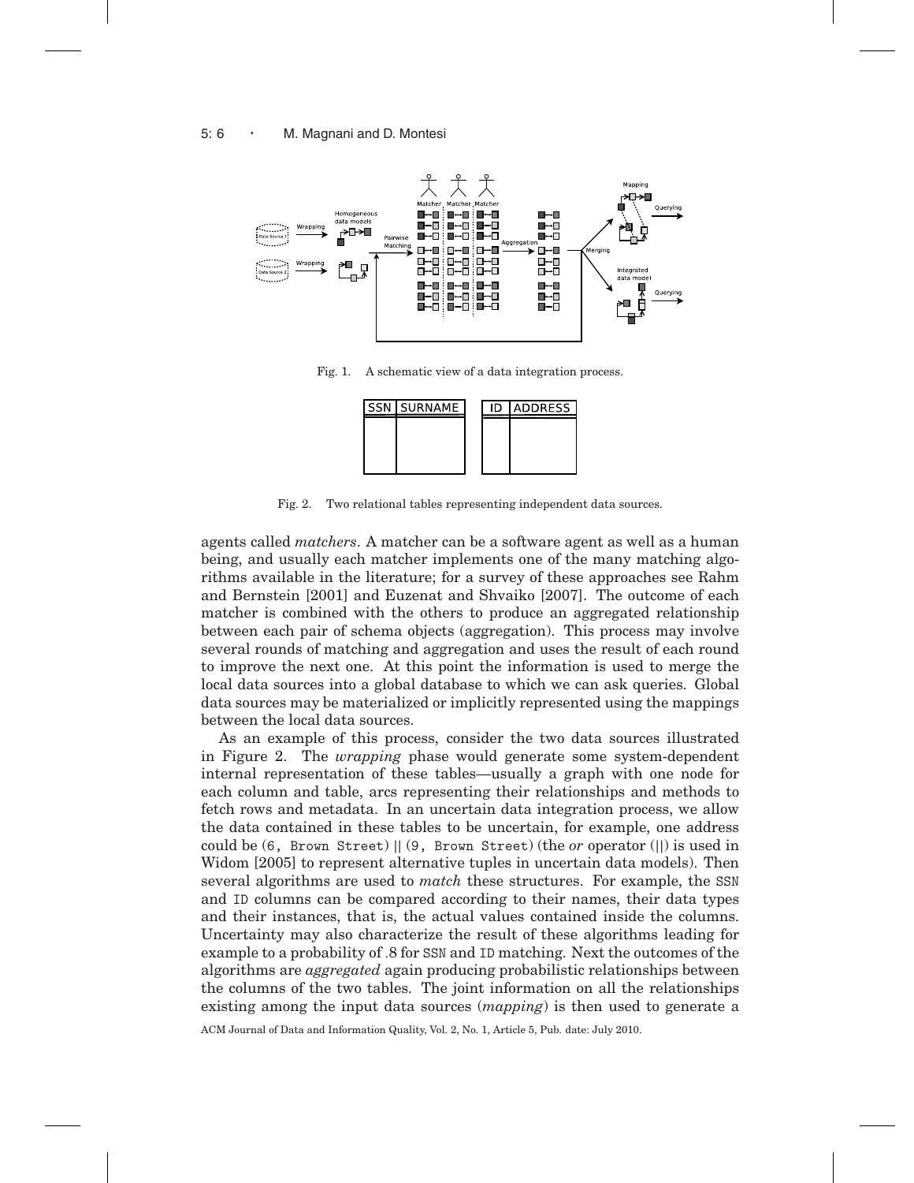Matcher Matcher Matcher

Mapping

Querying

Homogeneous data models

Wrapping

Data Source 1

Pairwise Matching

Aggregation

Merging

Wrapping

Data Source 2

Integrated data model

Querying

Fig. 1. A schematic view of a data integration process.

| SSN | SURNAME |
|---|---|
| | |

| ID | ADDRESS |
|---|---|
| | |

Fig. 2. Two relational tables representing independent data sources.

agents called *matchers*. A matcher can be a software agent as well as a human being, and usually each matcher implements one of the many matching algorithms available in the literature; for a survey of these approaches see Rahm and Bernstein [2001] and Euzenat and Shvaiko [2007]. The outcome of each matcher is combined with the others to produce an aggregated relationship between each pair of schema objects (aggregation). This process may involve several rounds of matching and aggregation and uses the result of each round to improve the next one. At this point the information is used to merge the local data sources into a global database to which we can ask queries. Global data sources may be materialized or implicitly represented using the mappings between the local data sources.

As an example of this process, consider the two data sources illustrated in Figure 2. The *wrapping* phase would generate some system-dependent internal representation of these tables—usually a graph with one node for each column and table, arcs representing their relationships and methods to fetch rows and metadata. In an uncertain data integration process, we allow the data contained in these tables to be uncertain, for example, one address could be `(6, Brown Street)` || `(9, Brown Street)` (the *or* operator (||) is used in Widom [2005] to represent alternative tuples in uncertain data models). Then several algorithms are used to *match* these structures. For example, the `SSN` and `ID` columns can be compared according to their names, their data types and their instances, that is, the actual values contained inside the columns. Uncertainty may also characterize the result of these algorithms leading for example to a probability of .8 for `SSN` and `ID` matching. Next the outcomes of the algorithms are *aggregated* again producing probabilistic relationships between the columns of the two tables. The joint information on all the relationships existing among the input data sources (*mapping*) is then used to generate a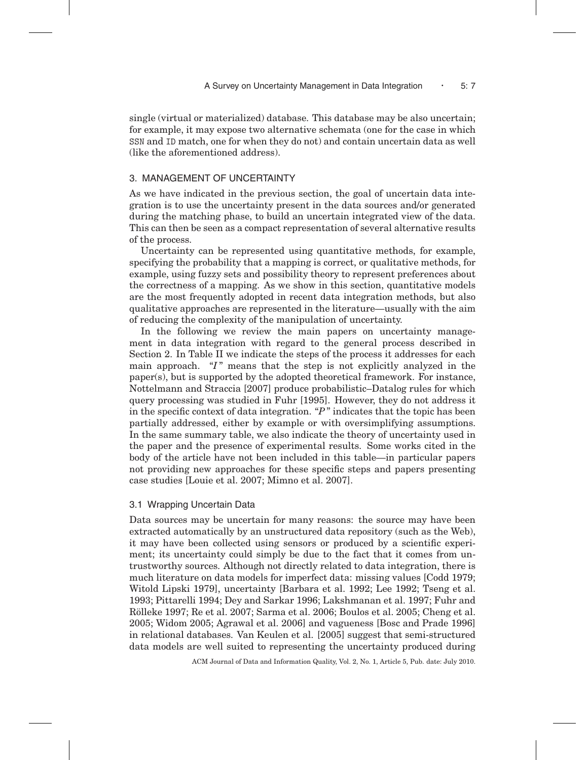single (virtual or materialized) database. This database may be also uncertain; for example, it may expose two alternative schemata (one for the case in which SSN and ID match, one for when they do not) and contain uncertain data as well (like the aforementioned address).

## 3. MANAGEMENT OF UNCERTAINTY

As we have indicated in the previous section, the goal of uncertain data integration is to use the uncertainty present in the data sources and/or generated during the matching phase, to build an uncertain integrated view of the data. This can then be seen as a compact representation of several alternative results of the process.

Uncertainty can be represented using quantitative methods, for example, specifying the probability that a mapping is correct, or qualitative methods, for example, using fuzzy sets and possibility theory to represent preferences about the correctness of a mapping. As we show in this section, quantitative models are the most frequently adopted in recent data integration methods, but also qualitative approaches are represented in the literature—usually with the aim of reducing the complexity of the manipulation of uncertainty.

In the following we review the main papers on uncertainty management in data integration with regard to the general process described in Section 2. In Table II we indicate the steps of the process it addresses for each main approach. "*I*" means that the step is not explicitly analyzed in the paper(s), but is supported by the adopted theoretical framework. For instance, Nottelmann and Straccia [2007] produce probabilistic–Datalog rules for which query processing was studied in Fuhr [1995]. However, they do not address it in the specific context of data integration. "*P*" indicates that the topic has been partially addressed, either by example or with oversimplifying assumptions. In the same summary table, we also indicate the theory of uncertainty used in the paper and the presence of experimental results. Some works cited in the body of the article have not been included in this table—in particular papers not providing new approaches for these specific steps and papers presenting case studies [Louie et al. 2007; Mimno et al. 2007].

### 3.1 Wrapping Uncertain Data

Data sources may be uncertain for many reasons: the source may have been extracted automatically by an unstructured data repository (such as the Web), it may have been collected using sensors or produced by a scientific experiment; its uncertainty could simply be due to the fact that it comes from untrustworthy sources. Although not directly related to data integration, there is much literature on data models for imperfect data: missing values [Codd 1979; Witold Lipski 1979], uncertainty [Barbara et al. 1992; Lee 1992; Tseng et al. 1993; Pittarelli 1994; Dey and Sarkar 1996; Lakshmanan et al. 1997; Fuhr and Rölleke 1997; Re et al. 2007; Sarma et al. 2006; Boulos et al. 2005; Cheng et al. 2005; Widom 2005; Agrawal et al. 2006] and vagueness [Bosc and Prade 1996] in relational databases. Van Keulen et al. [2005] suggest that semi-structured data models are well suited to representing the uncertainty produced during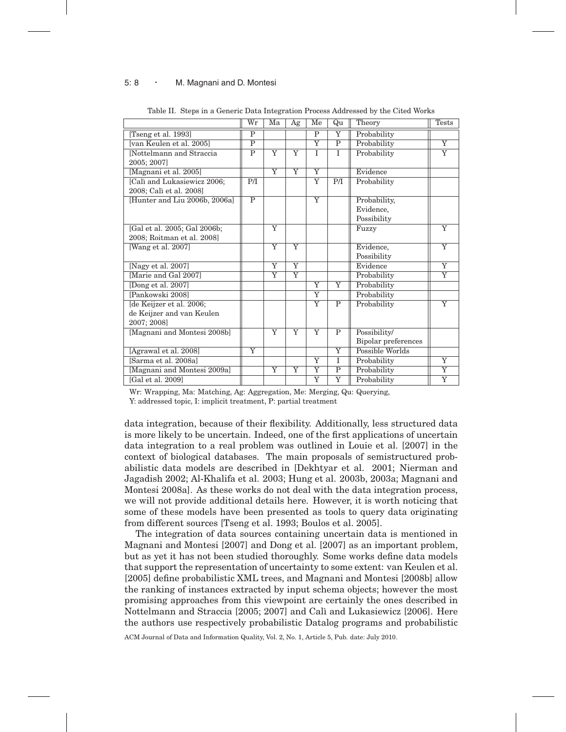Table II. Steps in a Generic Data Integration Process Addressed by the Cited Works

| | Wr | Ma | Ag | Me | Qu | Theory | Tests |
|---|---|---|---|---|---|---|---|
| [Tseng et al. 1993] | P | | | P | Y | Probability | |
| [van Keulen et al. 2005] | P | | | Y | P | Probability | Y |
| [Nottelmann and Straccia 2005; 2007] | P | Y | Y | I | I | Probability | Y |
| [Magnani et al. 2005] | | Y | Y | Y | | Evidence | |
| [Calì and Lukasiewicz 2006; 2008; Calì et al. 2008] | P/I | | | Y | P/I | Probability | |
| [Hunter and Liu 2006b, 2006a] | P | | | Y | | Probability, Evidence, Possibility | |
| [Gal et al. 2005; Gal 2006b; 2008; Roitman et al. 2008] | | Y | | | | Fuzzy | Y |
| [Wang et al. 2007] | | Y | Y | | | Evidence, Possibility | Y |
| [Nagy et al. 2007] | | Y | Y | | | Evidence | Y |
| [Marie and Gal 2007] | | Y | Y | | | Probability | Y |
| [Dong et al. 2007] | | | | Y | Y | Probability | |
| [Pankowski 2008] | | | | Y | | Probability | |
| [de Keijzer et al. 2006; de Keijzer and van Keulen 2007; 2008] | | | | Y | P | Probability | Y |
| [Magnani and Montesi 2008b] | | Y | Y | Y | P | Possibility/ Bipolar preferences | |
| [Agrawal et al. 2008] | Y | | | | Y | Possible Worlds | |
| [Sarma et al. 2008a] | | | | Y | I | Probability | Y |
| [Magnani and Montesi 2009a] | | Y | Y | Y | P | Probability | Y |
| [Gal et al. 2009] | | | | Y | Y | Probability | Y |

Wr: Wrapping, Ma: Matching, Ag: Aggregation, Me: Merging, Qu: Querying,
Y: addressed topic, I: implicit treatment, P: partial treatment

data integration, because of their flexibility. Additionally, less structured data is more likely to be uncertain. Indeed, one of the first applications of uncertain data integration to a real problem was outlined in Louie et al. [2007] in the context of biological databases. The main proposals of semistructured probabilistic data models are described in [Dekhtyar et al. 2001; Nierman and Jagadish 2002; Al-Khalifa et al. 2003; Hung et al. 2003b, 2003a; Magnani and Montesi 2008a]. As these works do not deal with the data integration process, we will not provide additional details here. However, it is worth noticing that some of these models have been presented as tools to query data originating from different sources [Tseng et al. 1993; Boulos et al. 2005].

The integration of data sources containing uncertain data is mentioned in Magnani and Montesi [2007] and Dong et al. [2007] as an important problem, but as yet it has not been studied thoroughly. Some works define data models that support the representation of uncertainty to some extent: van Keulen et al. [2005] define probabilistic XML trees, and Magnani and Montesi [2008b] allow the ranking of instances extracted by input schema objects; however the most promising approaches from this viewpoint are certainly the ones described in Nottelmann and Straccia [2005; 2007] and Calì and Lukasiewicz [2006]. Here the authors use respectively probabilistic Datalog programs and probabilistic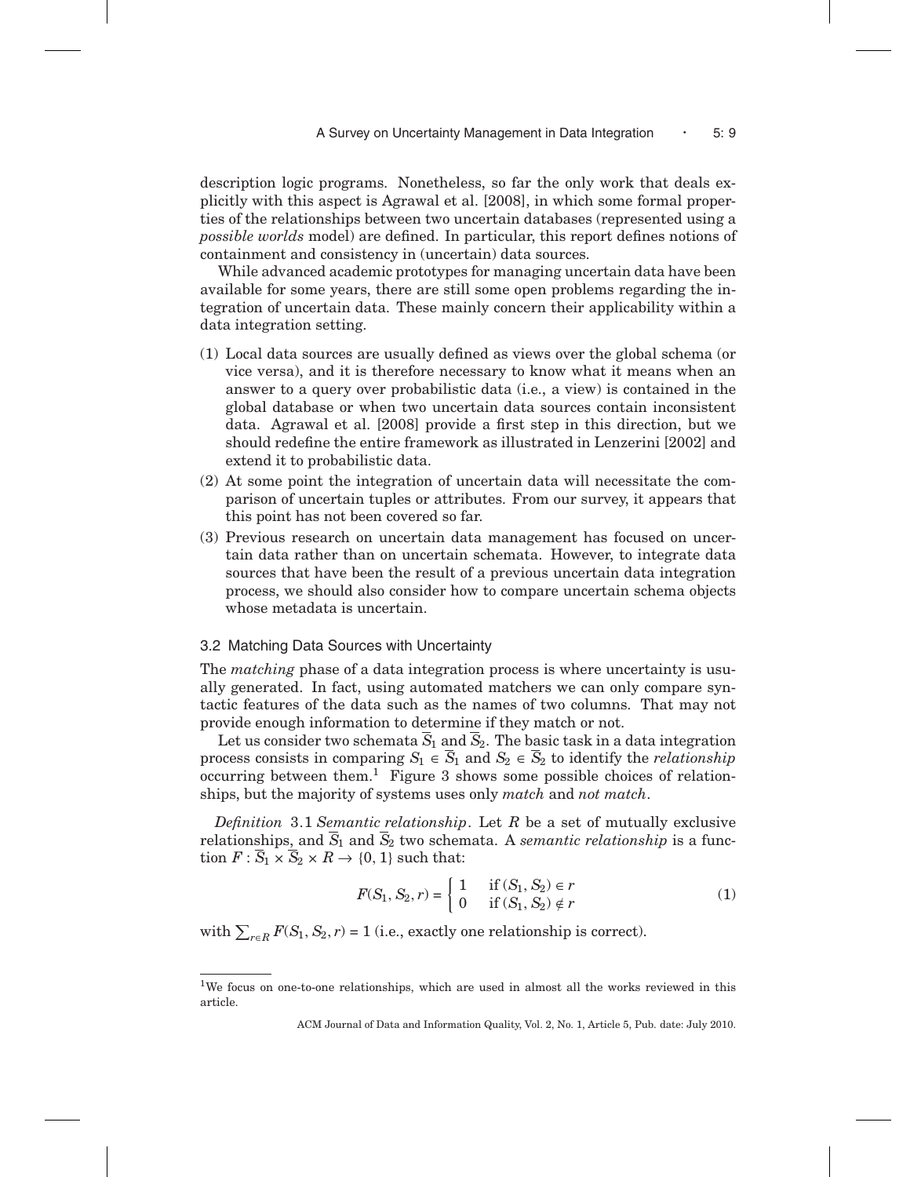description logic programs. Nonetheless, so far the only work that deals explicitly with this aspect is Agrawal et al. [2008], in which some formal properties of the relationships between two uncertain databases (represented using a *possible worlds* model) are defined. In particular, this report defines notions of containment and consistency in (uncertain) data sources.

While advanced academic prototypes for managing uncertain data have been available for some years, there are still some open problems regarding the integration of uncertain data. These mainly concern their applicability within a data integration setting.

(1) Local data sources are usually defined as views over the global schema (or vice versa), and it is therefore necessary to know what it means when an answer to a query over probabilistic data (i.e., a view) is contained in the global database or when two uncertain data sources contain inconsistent data. Agrawal et al. [2008] provide a first step in this direction, but we should redefine the entire framework as illustrated in Lenzerini [2002] and extend it to probabilistic data.
(2) At some point the integration of uncertain data will necessitate the comparison of uncertain tuples or attributes. From our survey, it appears that this point has not been covered so far.
(3) Previous research on uncertain data management has focused on uncertain data rather than on uncertain schemata. However, to integrate data sources that have been the result of a previous uncertain data integration process, we should also consider how to compare uncertain schema objects whose metadata is uncertain.

### 3.2 Matching Data Sources with Uncertainty

The *matching* phase of a data integration process is where uncertainty is usually generated. In fact, using automated matchers we can only compare syntactic features of the data such as the names of two columns. That may not provide enough information to determine if they match or not.

Let us consider two schemata $\overline{S}_1$ and $\overline{S}_2$. The basic task in a data integration process consists in comparing $S_1 \in \overline{S}_1$ and $S_2 \in \overline{S}_2$ to identify the *relationship* occurring between them.[1] Figure 3 shows some possible choices of relationships, but the majority of systems uses only *match* and *not match*.

*Definition* 3.1 *Semantic relationship*. Let $R$ be a set of mutually exclusive relationships, and $\overline{S}_1$ and $\overline{S}_2$ two schemata. A *semantic relationship* is a function $F : \overline{S}_1 \times \overline{S}_2 \times R \to \{0, 1\}$ such that:

$$F(S_1, S_2, r) = \begin{cases} 1 & \text{if } (S_1, S_2) \in r \\ 0 & \text{if } (S_1, S_2) \notin r \end{cases} \tag{1}$$

with $\sum_{r \in R} F(S_1, S_2, r) = 1$ (i.e., exactly one relationship is correct).

[1] We focus on one-to-one relationships, which are used in almost all the works reviewed in this article.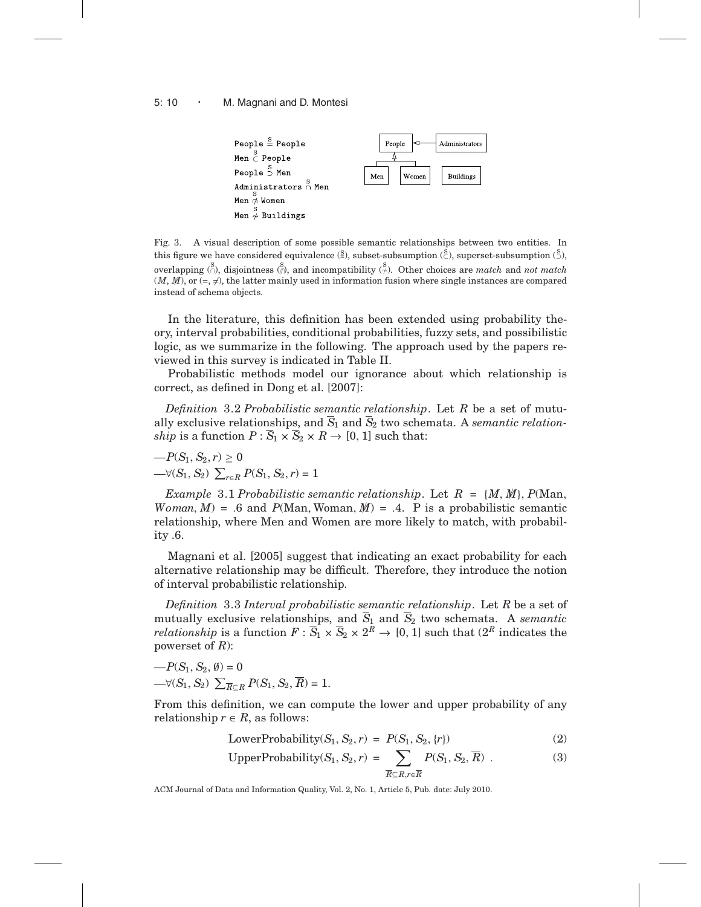People $\stackrel{S}{=}$ People
Men $\stackrel{S}{\subset}$ People
People $\stackrel{S}{\supset}$ Men
Administrators $\stackrel{S}{\cap}$ Men
Men $\stackrel{S}{\not\cap}$ Women
Men $\stackrel{S}{\not\sim}$ Buildings

People
Administrators
Men
Women
Buildings

Fig. 3. A visual description of some possible semantic relationships between two entities. In this figure we have considered equivalence ($\stackrel{S}{=}$), subset-subsumption ($\stackrel{S}{\subset}$), superset-subsumption ($\stackrel{S}{\supset}$), overlapping ($\stackrel{S}{\cap}$), disjointness ($\stackrel{S}{\not\cap}$), and incompatibility ($\stackrel{S}{\not\sim}$). Other choices are *match* and *not match* ($M$, $\not M$), or ($=$, $\neq$), the latter mainly used in information fusion where single instances are compared instead of schema objects.

In the literature, this definition has been extended using probability theory, interval probabilities, conditional probabilities, fuzzy sets, and possibilistic logic, as we summarize in the following. The approach used by the papers reviewed in this survey is indicated in Table II.

Probabilistic methods model our ignorance about which relationship is correct, as defined in Dong et al. [2007]:

*Definition* 3.2 *Probabilistic semantic relationship*. Let $R$ be a set of mutually exclusive relationships, and $\overline{S}_1$ and $\overline{S}_2$ two schemata. A *semantic relationship* is a function $P : \overline{S}_1 \times \overline{S}_2 \times R \rightarrow [0, 1]$ such that:

—$P(S_1, S_2, r) \geq 0$
—$\forall (S_1, S_2)\ \sum_{r \in R} P(S_1, S_2, r) = 1$

*Example* 3.1 *Probabilistic semantic relationship*. Let $R = \{M, \not M\}$, $P(\text{Man}, Woman, M) = .6$ and $P(\text{Man}, \text{Woman}, \not M) = .4$. P is a probabilistic semantic relationship, where Men and Women are more likely to match, with probability .6.

Magnani et al. [2005] suggest that indicating an exact probability for each alternative relationship may be difficult. Therefore, they introduce the notion of interval probabilistic relationship.

*Definition* 3.3 *Interval probabilistic semantic relationship*. Let $R$ be a set of mutually exclusive relationships, and $\overline{S}_1$ and $\overline{S}_2$ two schemata. A *semantic relationship* is a function $F : \overline{S}_1 \times \overline{S}_2 \times 2^R \rightarrow [0, 1]$ such that ($2^R$ indicates the powerset of $R$):

—$P(S_1, S_2, \emptyset) = 0$
—$\forall (S_1, S_2)\ \sum_{\overline{R} \subseteq R} P(S_1, S_2, \overline{R}) = 1.$

From this definition, we can compute the lower and upper probability of any relationship $r \in R$, as follows:

$$\text{LowerProbability}(S_1, S_2, r) = P(S_1, S_2, \{r\}) \tag{2}$$

$$\text{UpperProbability}(S_1, S_2, r) = \sum_{\overline{R} \subseteq R, r \in \overline{R}} P(S_1, S_2, \overline{R})\ . \tag{3}$$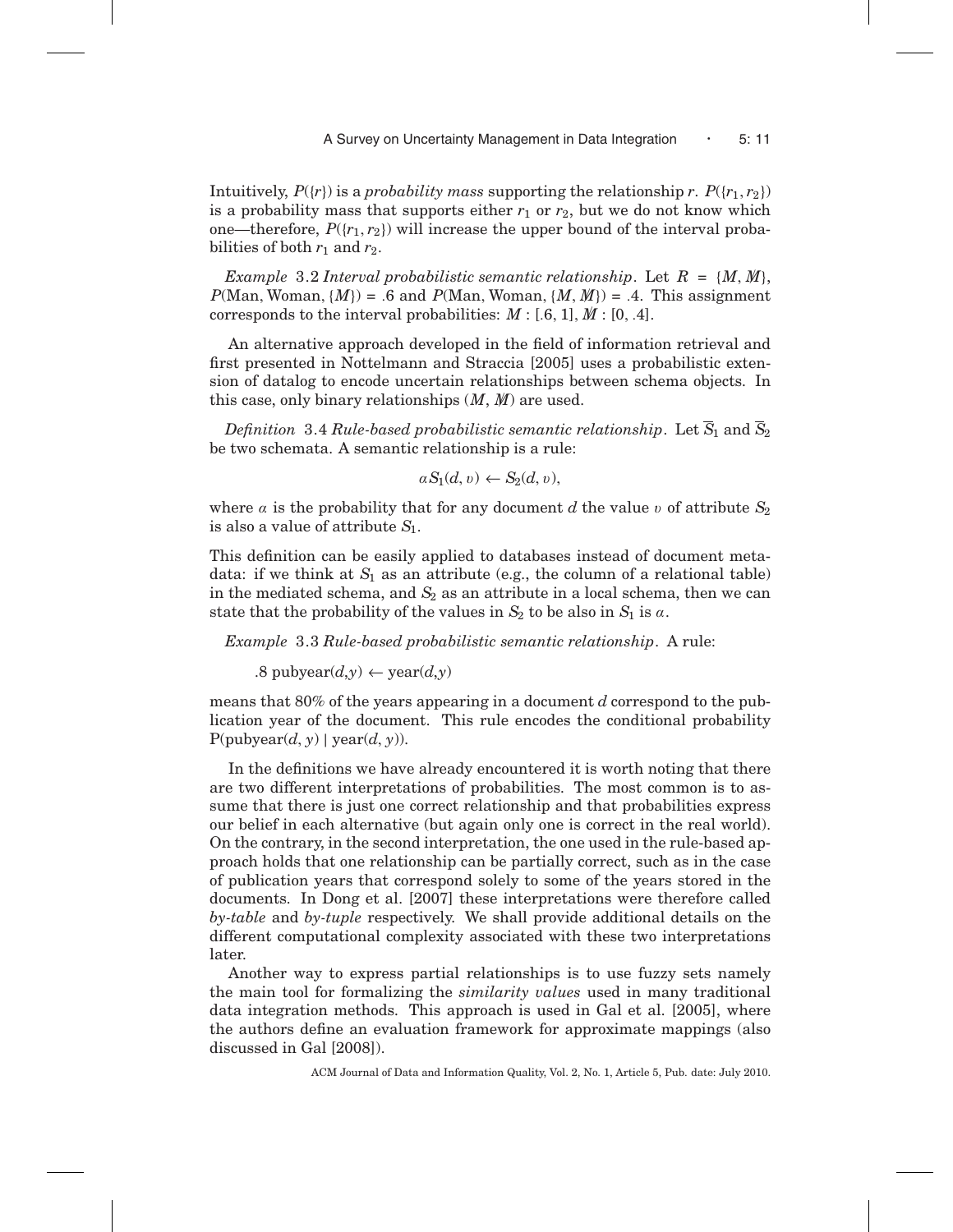Intuitively, $P(\{r\})$ is a *probability mass* supporting the relationship $r$. $P(\{r_1, r_2\})$ is a probability mass that supports either $r_1$ or $r_2$, but we do not know which one—therefore, $P(\{r_1, r_2\})$ will increase the upper bound of the interval probabilities of both $r_1$ and $r_2$.

*Example* 3.2 *Interval probabilistic semantic relationship*. Let $R = \{M, \not M\}$, $P(\text{Man}, \text{Woman}, \{\not M\}) = .6$ and $P(\text{Man}, \text{Woman}, \{M, \not M\}) = .4$. This assignment corresponds to the interval probabilities: $M : [.6, 1]$, $\not M : [0, .4]$.

An alternative approach developed in the field of information retrieval and first presented in Nottelmann and Straccia [2005] uses a probabilistic extension of datalog to encode uncertain relationships between schema objects. In this case, only binary relationships ($M$, $\not M$) are used.

*Definition* 3.4 *Rule-based probabilistic semantic relationship*. Let $\overline{S}_1$ and $\overline{S}_2$ be two schemata. A semantic relationship is a rule:

$$\alpha S_1(d, v) \leftarrow S_2(d, v),$$

where $\alpha$ is the probability that for any document $d$ the value $v$ of attribute $S_2$ is also a value of attribute $S_1$.

This definition can be easily applied to databases instead of document metadata: if we think at $S_1$ as an attribute (e.g., the column of a relational table) in the mediated schema, and $S_2$ as an attribute in a local schema, then we can state that the probability of the values in $S_2$ to be also in $S_1$ is $\alpha$.

*Example* 3.3 *Rule-based probabilistic semantic relationship*. A rule:

$.8 \text{ pubyear}(d,y) \leftarrow \text{year}(d,y)$

means that 80% of the years appearing in a document $d$ correspond to the publication year of the document. This rule encodes the conditional probability $\text{P}(\text{pubyear}(d, y) \mid \text{year}(d, y))$.

In the definitions we have already encountered it is worth noting that there are two different interpretations of probabilities. The most common is to assume that there is just one correct relationship and that probabilities express our belief in each alternative (but again only one is correct in the real world). On the contrary, in the second interpretation, the one used in the rule-based approach holds that one relationship can be partially correct, such as in the case of publication years that correspond solely to some of the years stored in the documents. In Dong et al. [2007] these interpretations were therefore called *by-table* and *by-tuple* respectively. We shall provide additional details on the different computational complexity associated with these two interpretations later.

Another way to express partial relationships is to use fuzzy sets namely the main tool for formalizing the *similarity values* used in many traditional data integration methods. This approach is used in Gal et al. [2005], where the authors define an evaluation framework for approximate mappings (also discussed in Gal [2008]).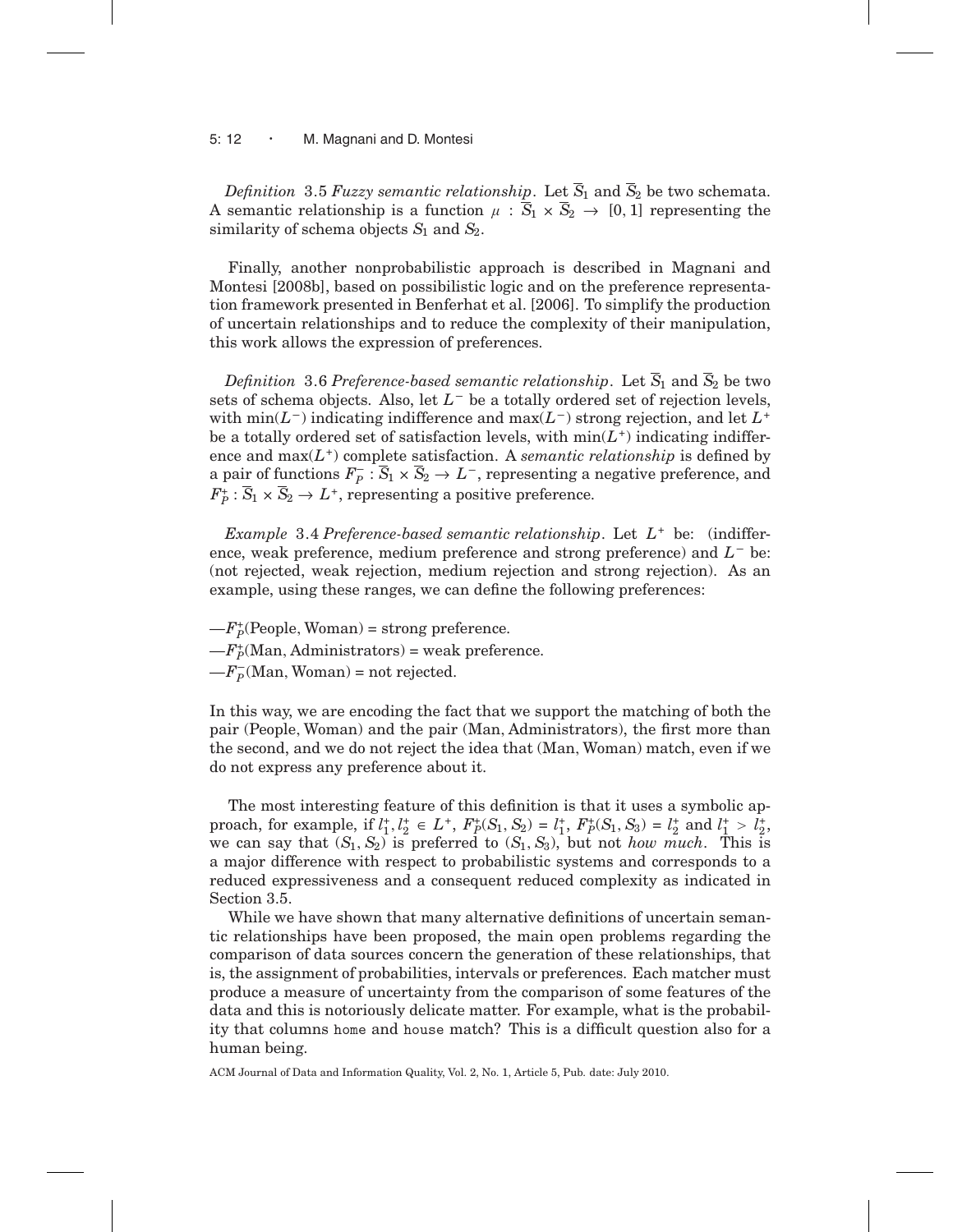*Definition* 3.5 *Fuzzy semantic relationship*. Let $\overline{S}_1$ and $\overline{S}_2$ be two schemata. A semantic relationship is a function $\mu : \overline{S}_1 \times \overline{S}_2 \rightarrow [0, 1]$ representing the similarity of schema objects $S_1$ and $S_2$.

Finally, another nonprobabilistic approach is described in Magnani and Montesi [2008b], based on possibilistic logic and on the preference representation framework presented in Benferhat et al. [2006]. To simplify the production of uncertain relationships and to reduce the complexity of their manipulation, this work allows the expression of preferences.

*Definition* 3.6 *Preference-based semantic relationship*. Let $\overline{S}_1$ and $\overline{S}_2$ be two sets of schema objects. Also, let $L^-$ be a totally ordered set of rejection levels, with $\min(L^-)$ indicating indifference and $\max(L^-)$ strong rejection, and let $L^+$ be a totally ordered set of satisfaction levels, with $\min(L^+)$ indicating indifference and $\max(L^+)$ complete satisfaction. A *semantic relationship* is defined by a pair of functions $F_P^- : \overline{S}_1 \times \overline{S}_2 \rightarrow L^-$, representing a negative preference, and $F_P^+ : \overline{S}_1 \times \overline{S}_2 \rightarrow L^+$, representing a positive preference.

*Example* 3.4 *Preference-based semantic relationship*. Let $L^+$ be: (indifference, weak preference, medium preference and strong preference) and $L^-$ be: (not rejected, weak rejection, medium rejection and strong rejection). As an example, using these ranges, we can define the following preferences:

—$F_P^+$(People, Woman) = strong preference.
—$F_P^+$(Man, Administrators) = weak preference.
—$F_P^-$(Man, Woman) = not rejected.

In this way, we are encoding the fact that we support the matching of both the pair (People, Woman) and the pair (Man, Administrators), the first more than the second, and we do not reject the idea that (Man, Woman) match, even if we do not express any preference about it.

The most interesting feature of this definition is that it uses a symbolic approach, for example, if $l_1^+, l_2^+ \in L^+$, $F_P^+(S_1, S_2) = l_1^+$, $F_P^+(S_1, S_3) = l_2^+$ and $l_1^+ > l_2^+$, we can say that $(S_1, S_2)$ is preferred to $(S_1, S_3)$, but not *how much*. This is a major difference with respect to probabilistic systems and corresponds to a reduced expressiveness and a consequent reduced complexity as indicated in Section 3.5.

While we have shown that many alternative definitions of uncertain semantic relationships have been proposed, the main open problems regarding the comparison of data sources concern the generation of these relationships, that is, the assignment of probabilities, intervals or preferences. Each matcher must produce a measure of uncertainty from the comparison of some features of the data and this is notoriously delicate matter. For example, what is the probability that columns `home` and `house` match? This is a difficult question also for a human being.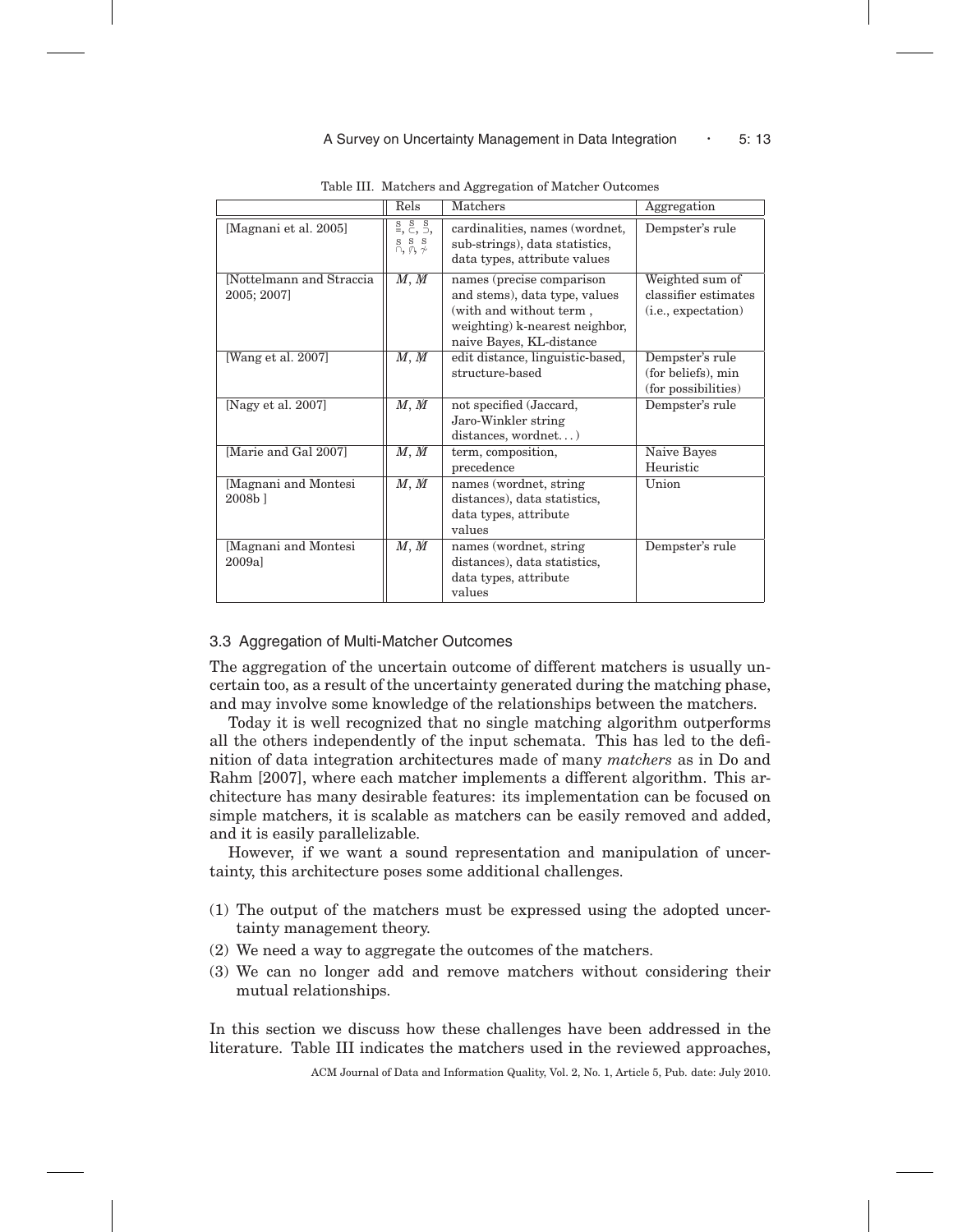Table III. Matchers and Aggregation of Matcher Outcomes

| | Rels | Matchers | Aggregation |
|---|---|---|---|
| [Magnani et al. 2005] | $\overset{S}{\equiv}, \overset{S}{\subset}, \overset{S}{\supset}, \overset{S}{\cap}, \overset{S}{\not\cap}, \overset{S}{\sim}$ | cardinalities, names (wordnet, sub-strings), data statistics, data types, attribute values | Dempster's rule |
| [Nottelmann and Straccia 2005; 2007] | $M, \bar{M}$ | names (precise comparison and stems), data type, values (with and without term , weighting) k-nearest neighbor, naive Bayes, KL-distance | Weighted sum of classifier estimates (i.e., expectation) |
| [Wang et al. 2007] | $M, \bar{M}$ | edit distance, linguistic-based, structure-based | Dempster's rule (for beliefs), min (for possibilities) |
| [Nagy et al. 2007] | $M, \bar{M}$ | not specified (Jaccard, Jaro-Winkler string distances, wordnet. . . ) | Dempster's rule |
| [Marie and Gal 2007] | $M, \bar{M}$ | term, composition, precedence | Naive Bayes Heuristic |
| [Magnani and Montesi 2008b ] | $M, \bar{M}$ | names (wordnet, string distances), data statistics, data types, attribute values | Union |
| [Magnani and Montesi 2009a] | $M, \bar{M}$ | names (wordnet, string distances), data statistics, data types, attribute values | Dempster's rule |

### 3.3 Aggregation of Multi-Matcher Outcomes

The aggregation of the uncertain outcome of different matchers is usually uncertain too, as a result of the uncertainty generated during the matching phase, and may involve some knowledge of the relationships between the matchers.

Today it is well recognized that no single matching algorithm outperforms all the others independently of the input schemata. This has led to the definition of data integration architectures made of many *matchers* as in Do and Rahm [2007], where each matcher implements a different algorithm. This architecture has many desirable features: its implementation can be focused on simple matchers, it is scalable as matchers can be easily removed and added, and it is easily parallelizable.

However, if we want a sound representation and manipulation of uncertainty, this architecture poses some additional challenges.

(1) The output of the matchers must be expressed using the adopted uncertainty management theory.
(2) We need a way to aggregate the outcomes of the matchers.
(3) We can no longer add and remove matchers without considering their mutual relationships.

In this section we discuss how these challenges have been addressed in the literature. Table III indicates the matchers used in the reviewed approaches,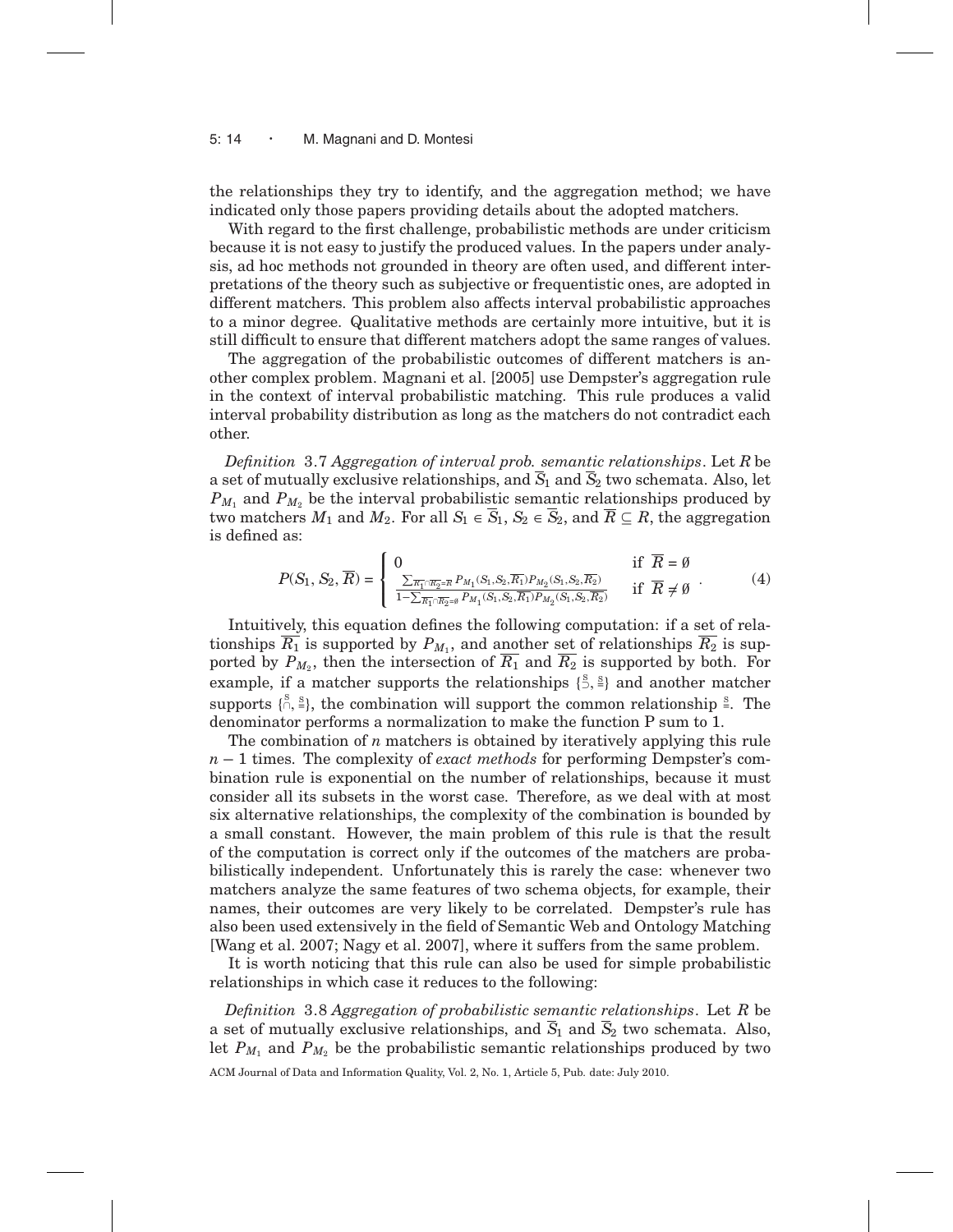the relationships they try to identify, and the aggregation method; we have indicated only those papers providing details about the adopted matchers.

With regard to the first challenge, probabilistic methods are under criticism because it is not easy to justify the produced values. In the papers under analysis, ad hoc methods not grounded in theory are often used, and different interpretations of the theory such as subjective or frequentistic ones, are adopted in different matchers. This problem also affects interval probabilistic approaches to a minor degree. Qualitative methods are certainly more intuitive, but it is still difficult to ensure that different matchers adopt the same ranges of values.

The aggregation of the probabilistic outcomes of different matchers is another complex problem. Magnani et al. [2005] use Dempster's aggregation rule in the context of interval probabilistic matching. This rule produces a valid interval probability distribution as long as the matchers do not contradict each other.

*Definition* 3.7 *Aggregation of interval prob. semantic relationships*. Let $R$ be a set of mutually exclusive relationships, and $\overline{S}_1$ and $\overline{S}_2$ two schemata. Also, let $P_{M_1}$ and $P_{M_2}$ be the interval probabilistic semantic relationships produced by two matchers $M_1$ and $M_2$. For all $S_1 \in \overline{S}_1$, $S_2 \in \overline{S}_2$, and $\overline{R} \subseteq R$, the aggregation is defined as:

$$P(S_1, S_2, \overline{R}) = \begin{cases} 0 & \text{if } \overline{R} = \emptyset \\ \frac{\sum_{\overline{R_1} \cap \overline{R_2} = \overline{R}} P_{M_1}(S_1, S_2, \overline{R_1}) P_{M_2}(S_1, S_2, \overline{R_2})}{1 - \sum_{\overline{R_1} \cap \overline{R_2} = \emptyset} P_{M_1}(S_1, S_2, \overline{R_1}) P_{M_2}(S_1, S_2, \overline{R_2})} & \text{if } \overline{R} \neq \emptyset \end{cases}. \quad (4)$$

Intuitively, this equation defines the following computation: if a set of relationships $\overline{R_1}$ is supported by $P_{M_1}$, and another set of relationships $\overline{R_2}$ is supported by $P_{M_2}$, then the intersection of $\overline{R_1}$ and $\overline{R_2}$ is supported by both. For example, if a matcher supports the relationships $\{\overset{S}{\supset}, \overset{S}{=}\}$ and another matcher supports $\{\overset{S}{\cap}, \overset{S}{=}\}$, the combination will support the common relationship $\overset{S}{=}$. The denominator performs a normalization to make the function P sum to 1.

The combination of $n$ matchers is obtained by iteratively applying this rule $n - 1$ times. The complexity of *exact methods* for performing Dempster's combination rule is exponential on the number of relationships, because it must consider all its subsets in the worst case. Therefore, as we deal with at most six alternative relationships, the complexity of the combination is bounded by a small constant. However, the main problem of this rule is that the result of the computation is correct only if the outcomes of the matchers are probabilistically independent. Unfortunately this is rarely the case: whenever two matchers analyze the same features of two schema objects, for example, their names, their outcomes are very likely to be correlated. Dempster's rule has also been used extensively in the field of Semantic Web and Ontology Matching [Wang et al. 2007; Nagy et al. 2007], where it suffers from the same problem.

It is worth noticing that this rule can also be used for simple probabilistic relationships in which case it reduces to the following:

*Definition* 3.8 *Aggregation of probabilistic semantic relationships*. Let $R$ be a set of mutually exclusive relationships, and $\overline{S}_1$ and $\overline{S}_2$ two schemata. Also, let $P_{M_1}$ and $P_{M_2}$ be the probabilistic semantic relationships produced by two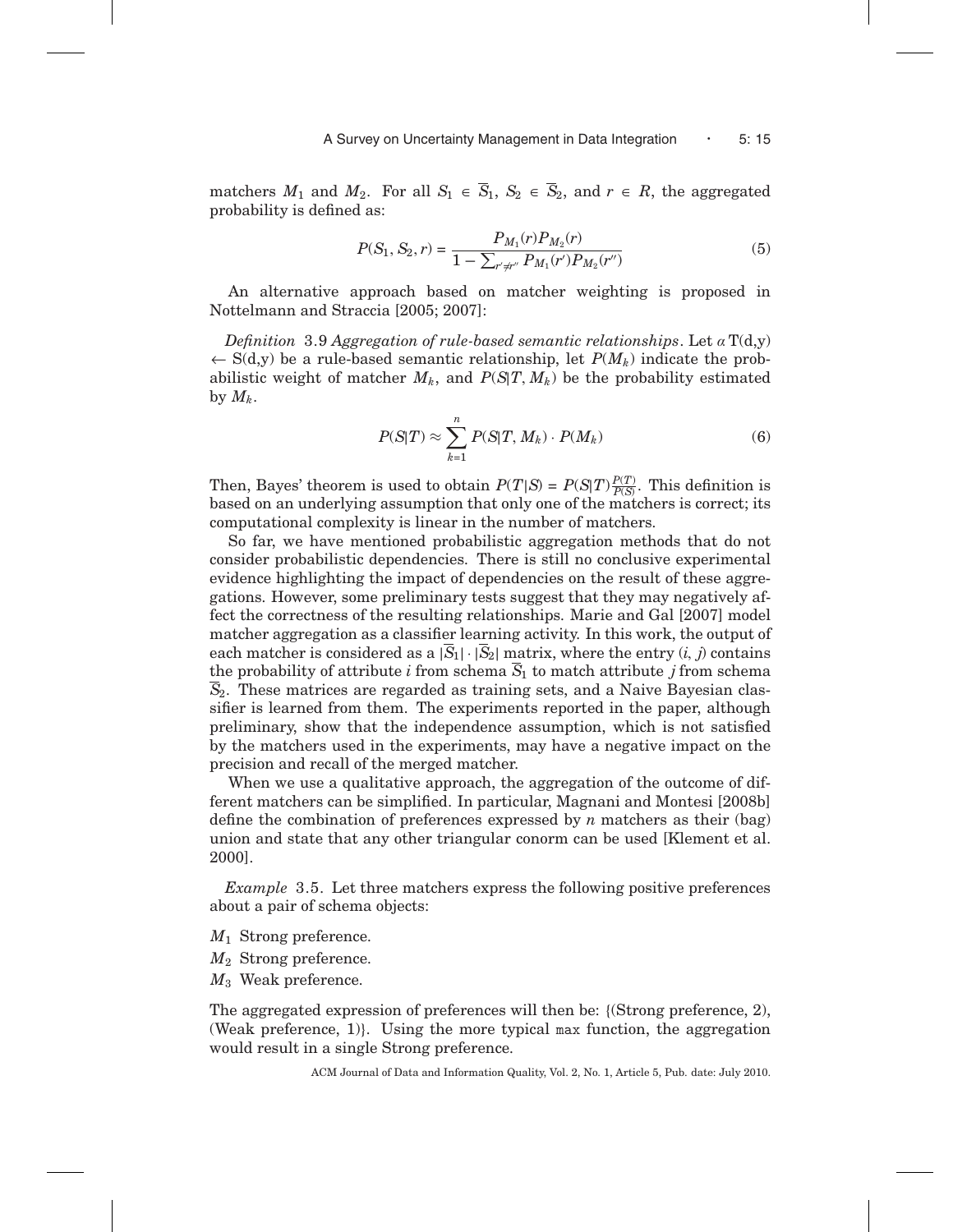matchers $M_1$ and $M_2$. For all $S_1 \in \overline{S}_1$, $S_2 \in \overline{S}_2$, and $r \in R$, the aggregated probability is defined as:

$$P(S_1, S_2, r) = \frac{P_{M_1}(r)P_{M_2}(r)}{1 - \sum_{r' \neq r''} P_{M_1}(r')P_{M_2}(r'')} \tag{5}$$

An alternative approach based on matcher weighting is proposed in Nottelmann and Straccia [2005; 2007]:

*Definition* 3.9 *Aggregation of rule-based semantic relationships*. Let $\alpha$ T(d,y) $\leftarrow$ S(d,y) be a rule-based semantic relationship, let $P(M_k)$ indicate the probabilistic weight of matcher $M_k$, and $P(S|T, M_k)$ be the probability estimated by $M_k$.

$$P(S|T) \approx \sum_{k=1}^{n} P(S|T, M_k) \cdot P(M_k) \tag{6}$$

Then, Bayes' theorem is used to obtain $P(T|S) = P(S|T)\frac{P(T)}{P(S)}$. This definition is based on an underlying assumption that only one of the matchers is correct; its computational complexity is linear in the number of matchers.

So far, we have mentioned probabilistic aggregation methods that do not consider probabilistic dependencies. There is still no conclusive experimental evidence highlighting the impact of dependencies on the result of these aggregations. However, some preliminary tests suggest that they may negatively affect the correctness of the resulting relationships. Marie and Gal [2007] model matcher aggregation as a classifier learning activity. In this work, the output of each matcher is considered as a $|\overline{S}_1| \cdot |\overline{S}_2|$ matrix, where the entry $(i, j)$ contains the probability of attribute $i$ from schema $\overline{S}_1$ to match attribute $j$ from schema $\overline{S}_2$. These matrices are regarded as training sets, and a Naive Bayesian classifier is learned from them. The experiments reported in the paper, although preliminary, show that the independence assumption, which is not satisfied by the matchers used in the experiments, may have a negative impact on the precision and recall of the merged matcher.

When we use a qualitative approach, the aggregation of the outcome of different matchers can be simplified. In particular, Magnani and Montesi [2008b] define the combination of preferences expressed by $n$ matchers as their (bag) union and state that any other triangular conorm can be used [Klement et al. 2000].

*Example* 3.5. Let three matchers express the following positive preferences about a pair of schema objects:

- $M_1$ Strong preference.
- $M_2$ Strong preference.
- $M_3$ Weak preference.

The aggregated expression of preferences will then be: {(Strong preference, 2), (Weak preference, 1)}. Using the more typical `max` function, the aggregation would result in a single Strong preference.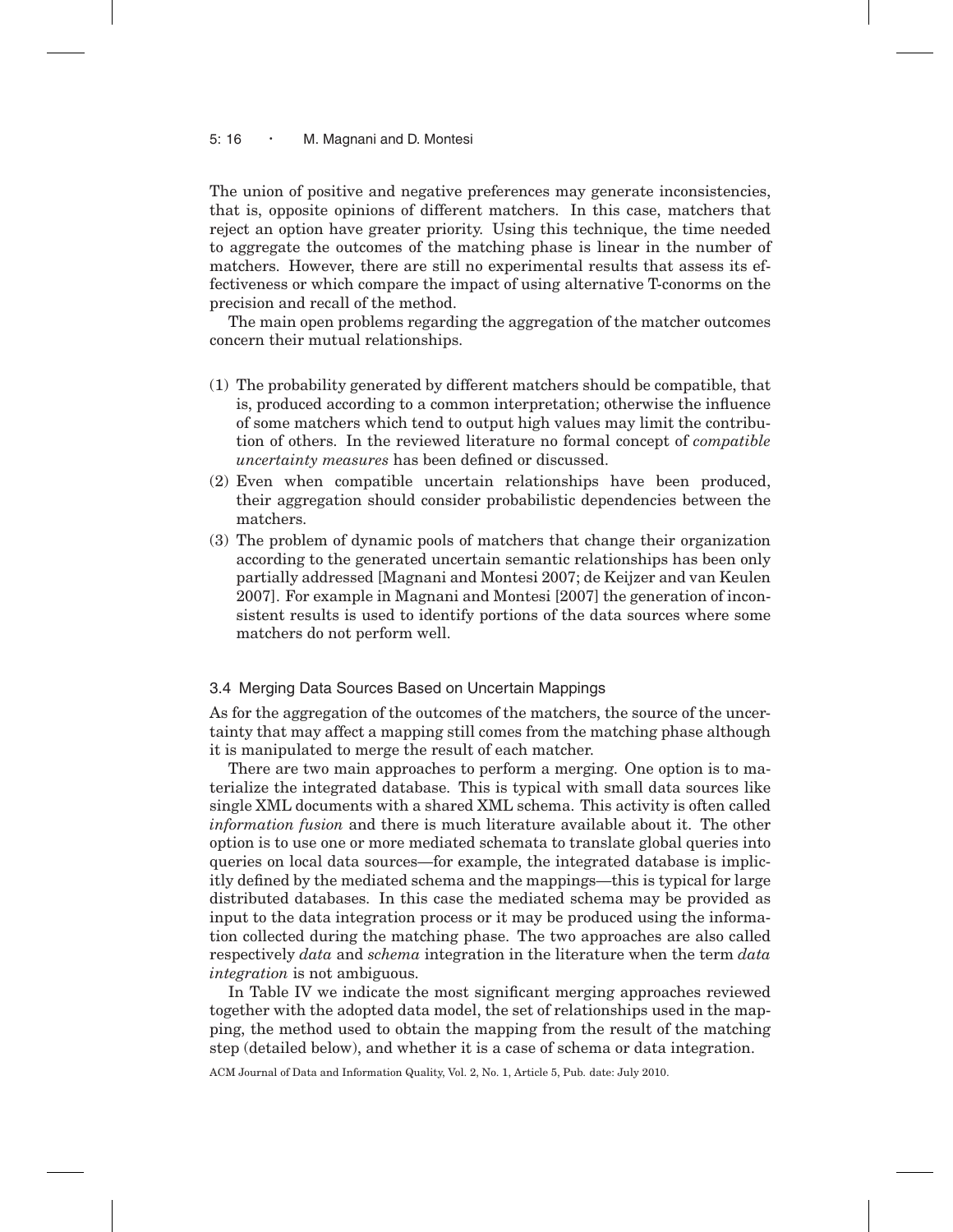The union of positive and negative preferences may generate inconsistencies, that is, opposite opinions of different matchers. In this case, matchers that reject an option have greater priority. Using this technique, the time needed to aggregate the outcomes of the matching phase is linear in the number of matchers. However, there are still no experimental results that assess its effectiveness or which compare the impact of using alternative T-conorms on the precision and recall of the method.

The main open problems regarding the aggregation of the matcher outcomes concern their mutual relationships.

(1) The probability generated by different matchers should be compatible, that is, produced according to a common interpretation; otherwise the influence of some matchers which tend to output high values may limit the contribution of others. In the reviewed literature no formal concept of *compatible uncertainty measures* has been defined or discussed.

(2) Even when compatible uncertain relationships have been produced, their aggregation should consider probabilistic dependencies between the matchers.

(3) The problem of dynamic pools of matchers that change their organization according to the generated uncertain semantic relationships has been only partially addressed [Magnani and Montesi 2007; de Keijzer and van Keulen 2007]. For example in Magnani and Montesi [2007] the generation of inconsistent results is used to identify portions of the data sources where some matchers do not perform well.

### 3.4 Merging Data Sources Based on Uncertain Mappings

As for the aggregation of the outcomes of the matchers, the source of the uncertainty that may affect a mapping still comes from the matching phase although it is manipulated to merge the result of each matcher.

There are two main approaches to perform a merging. One option is to materialize the integrated database. This is typical with small data sources like single XML documents with a shared XML schema. This activity is often called *information fusion* and there is much literature available about it. The other option is to use one or more mediated schemata to translate global queries into queries on local data sources—for example, the integrated database is implicitly defined by the mediated schema and the mappings—this is typical for large distributed databases. In this case the mediated schema may be provided as input to the data integration process or it may be produced using the information collected during the matching phase. The two approaches are also called respectively *data* and *schema* integration in the literature when the term *data integration* is not ambiguous.

In Table IV we indicate the most significant merging approaches reviewed together with the adopted data model, the set of relationships used in the mapping, the method used to obtain the mapping from the result of the matching step (detailed below), and whether it is a case of schema or data integration.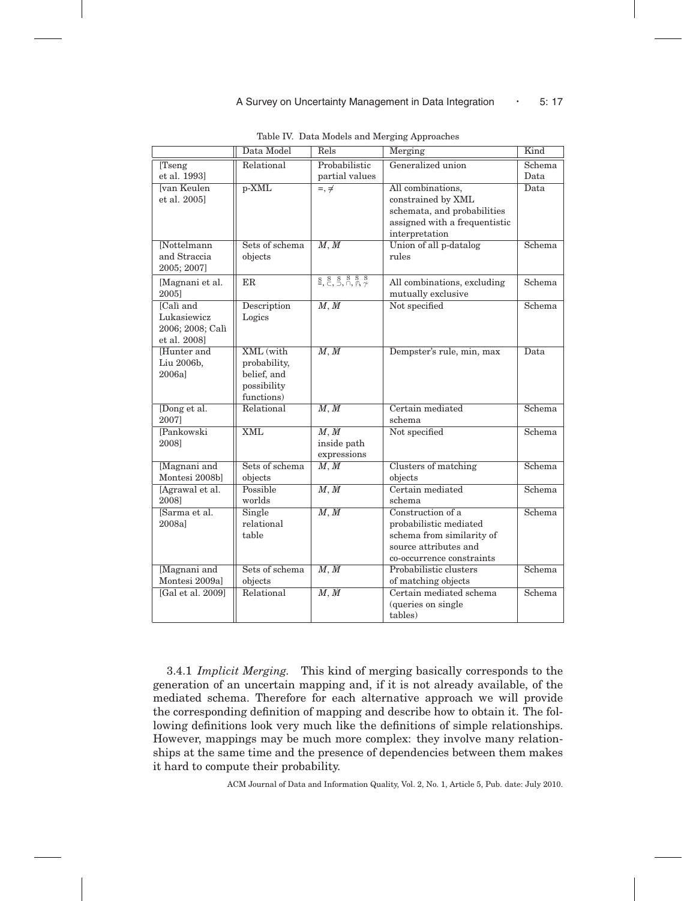Table IV. Data Models and Merging Approaches

| | Data Model | Rels | Merging | Kind |
|---|---|---|---|---|
| [Tseng et al. 1993] | Relational | Probabilistic partial values | Generalized union | Schema Data |
| [van Keulen et al. 2005] | p-XML | $=, \neq$ | All combinations, constrained by XML schemata, and probabilities assigned with a frequentistic interpretation | Data |
| [Nottelmann and Straccia 2005; 2007] | Sets of schema objects | $M, \overline{M}$ | Union of all p-datalog rules | Schema |
| [Magnani et al. 2005] | ER | $\stackrel{S}{=}, \stackrel{S}{\subset}, \stackrel{S}{\supset}, \stackrel{S}{\cap}, \stackrel{S}{\not\cap}, \stackrel{S}{\not\sim}$ | All combinations, excluding mutually exclusive | Schema |
| [Calì and Lukasiewicz 2006; 2008; Calì et al. 2008] | Description Logics | $M, \overline{M}$ | Not specified | Schema |
| [Hunter and Liu 2006b, 2006a] | XML (with probability, belief, and possibility functions) | $M, \overline{M}$ | Dempster's rule, min, max | Data |
| [Dong et al. 2007] | Relational | $M, \overline{M}$ | Certain mediated schema | Schema |
| [Pankowski 2008] | XML | $M, \overline{M}$ inside path expressions | Not specified | Schema |
| [Magnani and Montesi 2008b] | Sets of schema objects | $M, \overline{M}$ | Clusters of matching objects | Schema |
| [Agrawal et al. 2008] | Possible worlds | $M, \overline{M}$ | Certain mediated schema | Schema |
| [Sarma et al. 2008a] | Single relational table | $M, \overline{M}$ | Construction of a probabilistic mediated schema from similarity of source attributes and co-occurrence constraints | Schema |
| [Magnani and Montesi 2009a] | Sets of schema objects | $M, \overline{M}$ | Probabilistic clusters of matching objects | Schema |
| [Gal et al. 2009] | Relational | $M, \overline{M}$ | Certain mediated schema (queries on single tables) | Schema |

3.4.1 *Implicit Merging.* This kind of merging basically corresponds to the generation of an uncertain mapping and, if it is not already available, of the mediated schema. Therefore for each alternative approach we will provide the corresponding definition of mapping and describe how to obtain it. The following definitions look very much like the definitions of simple relationships. However, mappings may be much more complex: they involve many relationships at the same time and the presence of dependencies between them makes it hard to compute their probability.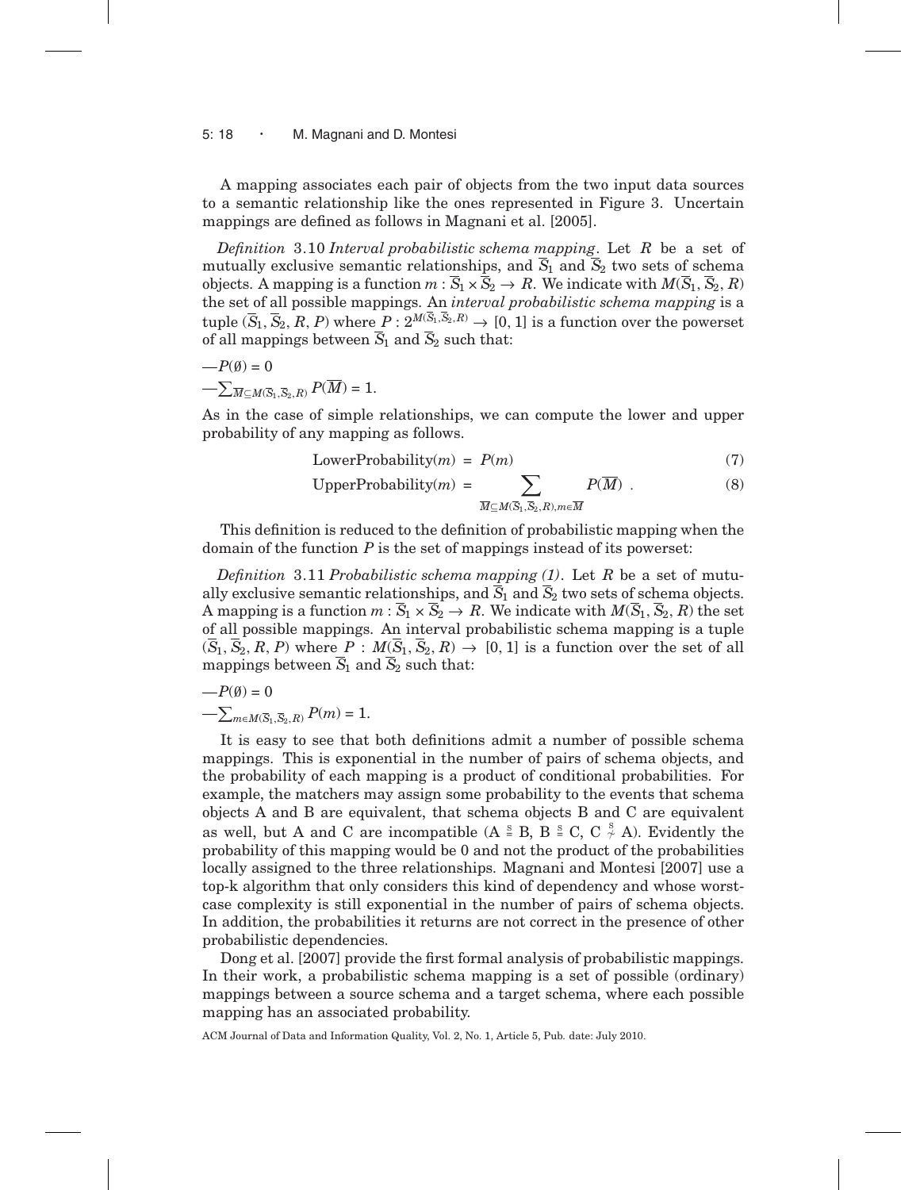A mapping associates each pair of objects from the two input data sources to a semantic relationship like the ones represented in Figure 3. Uncertain mappings are defined as follows in Magnani et al. [2005].

*Definition* 3.10 *Interval probabilistic schema mapping*. Let $R$ be a set of mutually exclusive semantic relationships, and $\overline{S}_1$ and $\overline{S}_2$ two sets of schema objects. A mapping is a function $m : \overline{S}_1 \times \overline{S}_2 \to R$. We indicate with $M(\overline{S}_1, \overline{S}_2, R)$ the set of all possible mappings. An *interval probabilistic schema mapping* is a tuple $(\overline{S}_1, \overline{S}_2, R, P)$ where $P : 2^{M(\overline{S}_1, \overline{S}_2, R)} \to [0, 1]$ is a function over the powerset of all mappings between $\overline{S}_1$ and $\overline{S}_2$ such that:

—$P(\emptyset) = 0$

—$\sum_{\overline{M} \subseteq M(\overline{S}_1, \overline{S}_2, R)} P(\overline{M}) = 1$.

As in the case of simple relationships, we can compute the lower and upper probability of any mapping as follows.

$$\text{LowerProbability}(m) = P(m) \tag{7}$$

$$\text{UpperProbability}(m) = \sum_{\overline{M} \subseteq M(\overline{S}_1, \overline{S}_2, R), m \in \overline{M}} P(\overline{M}) . \tag{8}$$

This definition is reduced to the definition of probabilistic mapping when the domain of the function $P$ is the set of mappings instead of its powerset:

*Definition* 3.11 *Probabilistic schema mapping (1)*. Let $R$ be a set of mutually exclusive semantic relationships, and $\overline{S}_1$ and $\overline{S}_2$ two sets of schema objects. A mapping is a function $m : \overline{S}_1 \times \overline{S}_2 \to R$. We indicate with $M(\overline{S}_1, \overline{S}_2, R)$ the set of all possible mappings. An interval probabilistic schema mapping is a tuple $(\overline{S}_1, \overline{S}_2, R, P)$ where $P : M(\overline{S}_1, \overline{S}_2, R) \to [0, 1]$ is a function over the set of all mappings between $\overline{S}_1$ and $\overline{S}_2$ such that:

—$P(\emptyset) = 0$

—$\sum_{m \in M(\overline{S}_1, \overline{S}_2, R)} P(m) = 1$.

It is easy to see that both definitions admit a number of possible schema mappings. This is exponential in the number of pairs of schema objects, and the probability of each mapping is a product of conditional probabilities. For example, the matchers may assign some probability to the events that schema objects A and B are equivalent, that schema objects B and C are equivalent as well, but A and C are incompatible ($A \overset{S}{\equiv} B$, $B \overset{S}{\equiv} C$, $C \overset{S}{\not\sim} A$). Evidently the probability of this mapping would be 0 and not the product of the probabilities locally assigned to the three relationships. Magnani and Montesi [2007] use a top-k algorithm that only considers this kind of dependency and whose worst-case complexity is still exponential in the number of pairs of schema objects. In addition, the probabilities it returns are not correct in the presence of other probabilistic dependencies.

Dong et al. [2007] provide the first formal analysis of probabilistic mappings. In their work, a probabilistic schema mapping is a set of possible (ordinary) mappings between a source schema and a target schema, where each possible mapping has an associated probability.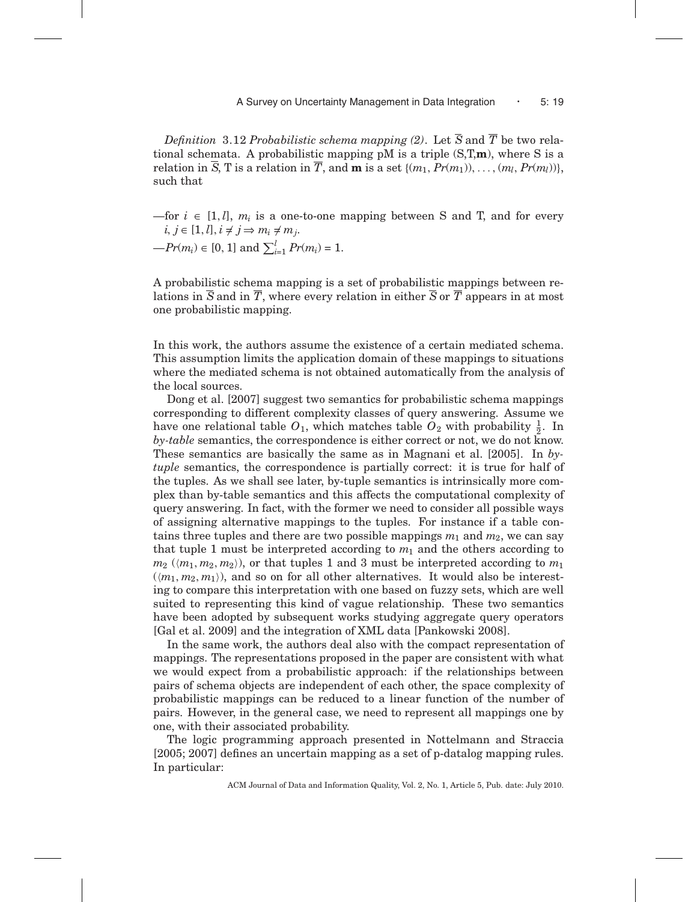*Definition* 3.12 *Probabilistic schema mapping (2)*. Let $\overline{S}$ and $\overline{T}$ be two relational schemata. A probabilistic mapping pM is a triple (S,T,**m**), where S is a relation in $\overline{S}$, T is a relation in $\overline{T}$, and **m** is a set $\{(m_1, Pr(m_1)), \ldots, (m_l, Pr(m_l))\}$, such that

—for $i \in [1, l]$, $m_i$ is a one-to-one mapping between S and T, and for every $i, j \in [1, l], i \neq j \Rightarrow m_i \neq m_j$.

—$Pr(m_i) \in [0, 1]$ and $\sum_{i=1}^{l} Pr(m_i) = 1$.

A probabilistic schema mapping is a set of probabilistic mappings between relations in $\overline{S}$ and in $\overline{T}$, where every relation in either $\overline{S}$ or $\overline{T}$ appears in at most one probabilistic mapping.

In this work, the authors assume the existence of a certain mediated schema. This assumption limits the application domain of these mappings to situations where the mediated schema is not obtained automatically from the analysis of the local sources.

Dong et al. [2007] suggest two semantics for probabilistic schema mappings corresponding to different complexity classes of query answering. Assume we have one relational table $O_1$, which matches table $O_2$ with probability $\frac{1}{2}$. In *by-table* semantics, the correspondence is either correct or not, we do not know. These semantics are basically the same as in Magnani et al. [2005]. In *by-tuple* semantics, the correspondence is partially correct: it is true for half of the tuples. As we shall see later, by-tuple semantics is intrinsically more complex than by-table semantics and this affects the computational complexity of query answering. In fact, with the former we need to consider all possible ways of assigning alternative mappings to the tuples. For instance if a table contains three tuples and there are two possible mappings $m_1$ and $m_2$, we can say that tuple 1 must be interpreted according to $m_1$ and the others according to $m_2$ ($\langle m_1, m_2, m_2 \rangle$), or that tuples 1 and 3 must be interpreted according to $m_1$ ($\langle m_1, m_2, m_1 \rangle$), and so on for all other alternatives. It would also be interesting to compare this interpretation with one based on fuzzy sets, which are well suited to representing this kind of vague relationship. These two semantics have been adopted by subsequent works studying aggregate query operators [Gal et al. 2009] and the integration of XML data [Pankowski 2008].

In the same work, the authors deal also with the compact representation of mappings. The representations proposed in the paper are consistent with what we would expect from a probabilistic approach: if the relationships between pairs of schema objects are independent of each other, the space complexity of probabilistic mappings can be reduced to a linear function of the number of pairs. However, in the general case, we need to represent all mappings one by one, with their associated probability.

The logic programming approach presented in Nottelmann and Straccia [2005; 2007] defines an uncertain mapping as a set of p-datalog mapping rules. In particular: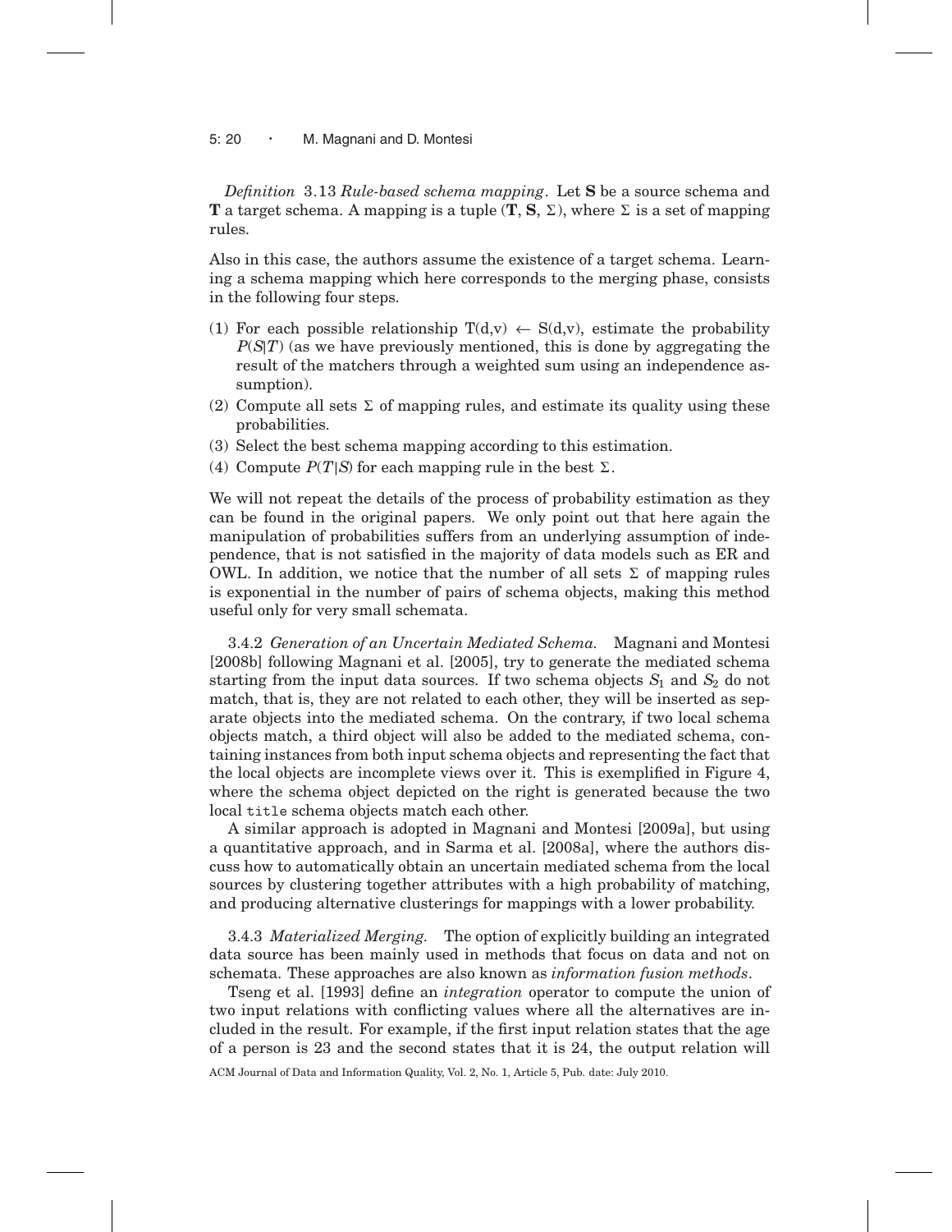*Definition* 3.13 *Rule-based schema mapping*. Let **S** be a source schema and **T** a target schema. A mapping is a tuple (**T**, **S**, $\Sigma$), where $\Sigma$ is a set of mapping rules.

Also in this case, the authors assume the existence of a target schema. Learning a schema mapping which here corresponds to the merging phase, consists in the following four steps.

(1) For each possible relationship T(d,v) $\leftarrow$ S(d,v), estimate the probability $P(S|T)$ (as we have previously mentioned, this is done by aggregating the result of the matchers through a weighted sum using an independence assumption).
(2) Compute all sets $\Sigma$ of mapping rules, and estimate its quality using these probabilities.
(3) Select the best schema mapping according to this estimation.
(4) Compute $P(T|S)$ for each mapping rule in the best $\Sigma$.

We will not repeat the details of the process of probability estimation as they can be found in the original papers. We only point out that here again the manipulation of probabilities suffers from an underlying assumption of independence, that is not satisfied in the majority of data models such as ER and OWL. In addition, we notice that the number of all sets $\Sigma$ of mapping rules is exponential in the number of pairs of schema objects, making this method useful only for very small schemata.

3.4.2 *Generation of an Uncertain Mediated Schema.* Magnani and Montesi [2008b] following Magnani et al. [2005], try to generate the mediated schema starting from the input data sources. If two schema objects $S_1$ and $S_2$ do not match, that is, they are not related to each other, they will be inserted as separate objects into the mediated schema. On the contrary, if two local schema objects match, a third object will also be added to the mediated schema, containing instances from both input schema objects and representing the fact that the local objects are incomplete views over it. This is exemplified in Figure 4, where the schema object depicted on the right is generated because the two local `title` schema objects match each other.

A similar approach is adopted in Magnani and Montesi [2009a], but using a quantitative approach, and in Sarma et al. [2008a], where the authors discuss how to automatically obtain an uncertain mediated schema from the local sources by clustering together attributes with a high probability of matching, and producing alternative clusterings for mappings with a lower probability.

3.4.3 *Materialized Merging.* The option of explicitly building an integrated data source has been mainly used in methods that focus on data and not on schemata. These approaches are also known as *information fusion methods*.

Tseng et al. [1993] define an *integration* operator to compute the union of two input relations with conflicting values where all the alternatives are included in the result. For example, if the first input relation states that the age of a person is 23 and the second states that it is 24, the output relation will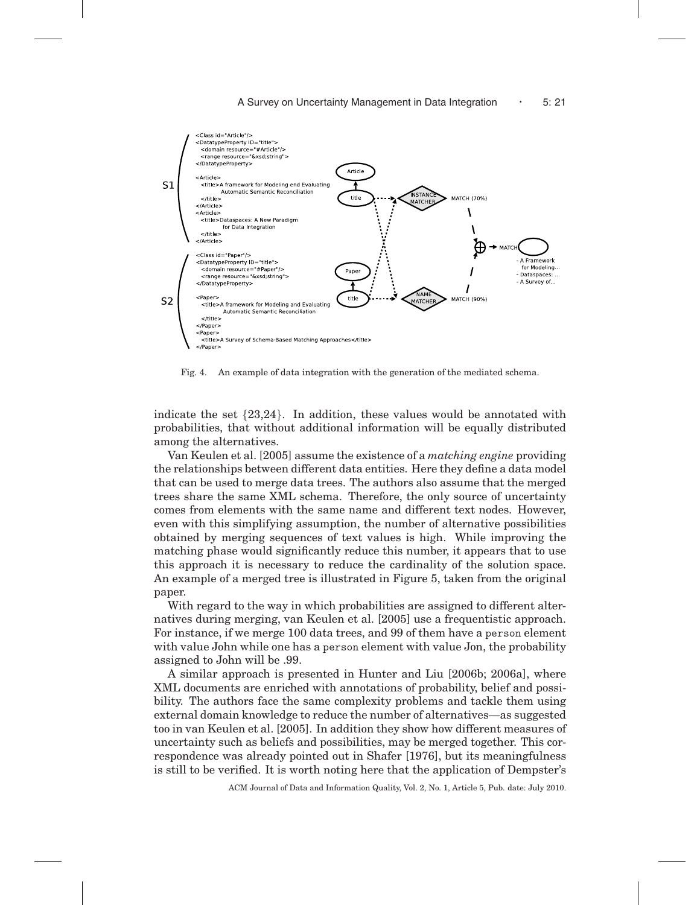Fig. 4. An example of data integration with the generation of the mediated schema.

indicate the set {23,24}. In addition, these values would be annotated with probabilities, that without additional information will be equally distributed among the alternatives.

Van Keulen et al. [2005] assume the existence of a *matching engine* providing the relationships between different data entities. Here they define a data model that can be used to merge data trees. The authors also assume that the merged trees share the same XML schema. Therefore, the only source of uncertainty comes from elements with the same name and different text nodes. However, even with this simplifying assumption, the number of alternative possibilities obtained by merging sequences of text values is high. While improving the matching phase would significantly reduce this number, it appears that to use this approach it is necessary to reduce the cardinality of the solution space. An example of a merged tree is illustrated in Figure 5, taken from the original paper.

With regard to the way in which probabilities are assigned to different alternatives during merging, van Keulen et al. [2005] use a frequentistic approach. For instance, if we merge 100 data trees, and 99 of them have a `person` element with value John while one has a `person` element with value Jon, the probability assigned to John will be .99.

A similar approach is presented in Hunter and Liu [2006b; 2006a], where XML documents are enriched with annotations of probability, belief and possibility. The authors face the same complexity problems and tackle them using external domain knowledge to reduce the number of alternatives—as suggested too in van Keulen et al. [2005]. In addition they show how different measures of uncertainty such as beliefs and possibilities, may be merged together. This correspondence was already pointed out in Shafer [1976], but its meaningfulness is still to be verified. It is worth noting here that the application of Dempster's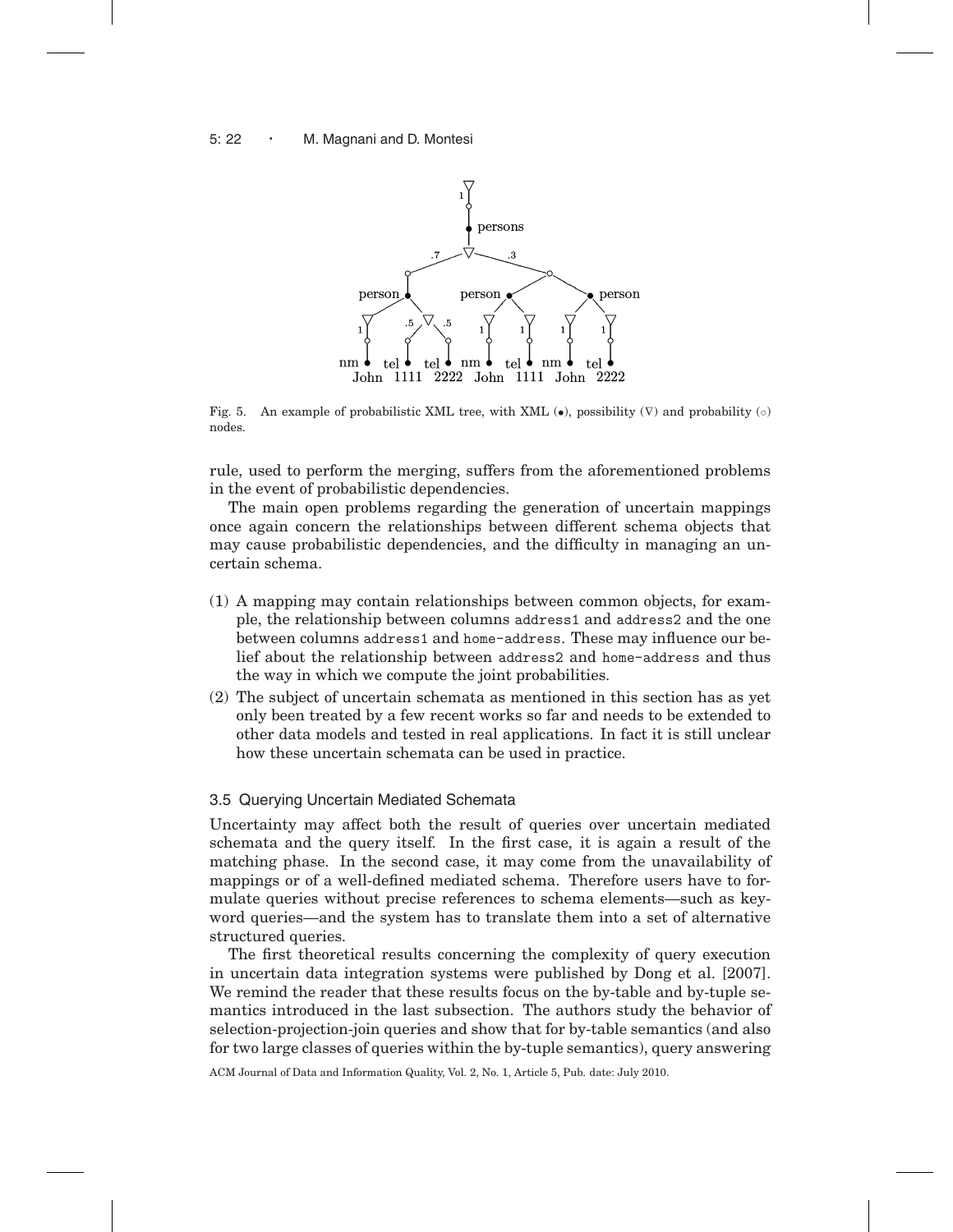1
persons
.7 .3
person person person
1 .5 .5 1 1 1 1
nm tel tel nm tel nm tel
John 1111 2222 John 1111 John 2222

Fig. 5. An example of probabilistic XML tree, with XML (•), possibility (∇) and probability (◦) nodes.

rule, used to perform the merging, suffers from the aforementioned problems in the event of probabilistic dependencies.

The main open problems regarding the generation of uncertain mappings once again concern the relationships between different schema objects that may cause probabilistic dependencies, and the difficulty in managing an uncertain schema.

(1) A mapping may contain relationships between common objects, for example, the relationship between columns address1 and address2 and the one between columns address1 and home-address. These may influence our belief about the relationship between address2 and home-address and thus the way in which we compute the joint probabilities.

(2) The subject of uncertain schemata as mentioned in this section has as yet only been treated by a few recent works so far and needs to be extended to other data models and tested in real applications. In fact it is still unclear how these uncertain schemata can be used in practice.

### 3.5 Querying Uncertain Mediated Schemata

Uncertainty may affect both the result of queries over uncertain mediated schemata and the query itself. In the first case, it is again a result of the matching phase. In the second case, it may come from the unavailability of mappings or of a well-defined mediated schema. Therefore users have to formulate queries without precise references to schema elements—such as keyword queries—and the system has to translate them into a set of alternative structured queries.

The first theoretical results concerning the complexity of query execution in uncertain data integration systems were published by Dong et al. [2007]. We remind the reader that these results focus on the by-table and by-tuple semantics introduced in the last subsection. The authors study the behavior of selection-projection-join queries and show that for by-table semantics (and also for two large classes of queries within the by-tuple semantics), query answering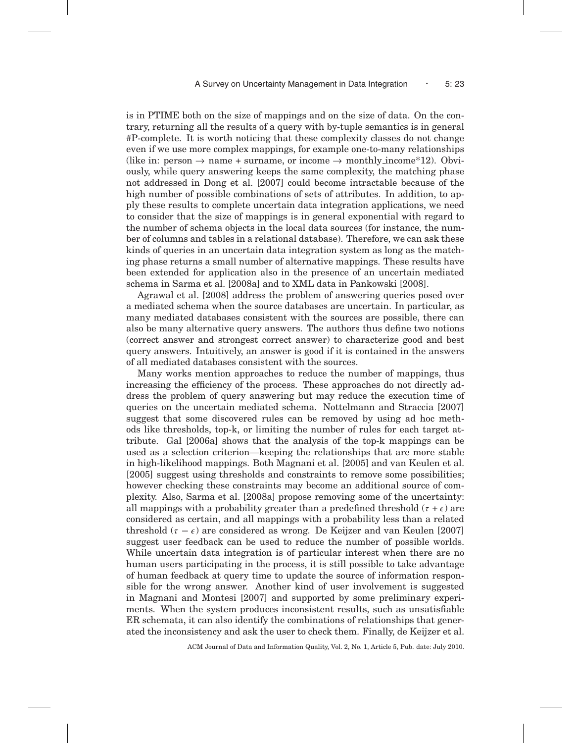is in PTIME both on the size of mappings and on the size of data. On the contrary, returning all the results of a query with by-tuple semantics is in general #P-complete. It is worth noticing that these complexity classes do not change even if we use more complex mappings, for example one-to-many relationships (like in: person → name + surname, or income → monthly_income*12). Obviously, while query answering keeps the same complexity, the matching phase not addressed in Dong et al. [2007] could become intractable because of the high number of possible combinations of sets of attributes. In addition, to apply these results to complete uncertain data integration applications, we need to consider that the size of mappings is in general exponential with regard to the number of schema objects in the local data sources (for instance, the number of columns and tables in a relational database). Therefore, we can ask these kinds of queries in an uncertain data integration system as long as the matching phase returns a small number of alternative mappings. These results have been extended for application also in the presence of an uncertain mediated schema in Sarma et al. [2008a] and to XML data in Pankowski [2008].

Agrawal et al. [2008] address the problem of answering queries posed over a mediated schema when the source databases are uncertain. In particular, as many mediated databases consistent with the sources are possible, there can also be many alternative query answers. The authors thus define two notions (correct answer and strongest correct answer) to characterize good and best query answers. Intuitively, an answer is good if it is contained in the answers of all mediated databases consistent with the sources.

Many works mention approaches to reduce the number of mappings, thus increasing the efficiency of the process. These approaches do not directly address the problem of query answering but may reduce the execution time of queries on the uncertain mediated schema. Nottelmann and Straccia [2007] suggest that some discovered rules can be removed by using ad hoc methods like thresholds, top-k, or limiting the number of rules for each target attribute. Gal [2006a] shows that the analysis of the top-k mappings can be used as a selection criterion—keeping the relationships that are more stable in high-likelihood mappings. Both Magnani et al. [2005] and van Keulen et al. [2005] suggest using thresholds and constraints to remove some possibilities; however checking these constraints may become an additional source of complexity. Also, Sarma et al. [2008a] propose removing some of the uncertainty: all mappings with a probability greater than a predefined threshold $(\tau + \epsilon)$ are considered as certain, and all mappings with a probability less than a related threshold $(\tau - \epsilon)$ are considered as wrong. De Keijzer and van Keulen [2007] suggest user feedback can be used to reduce the number of possible worlds. While uncertain data integration is of particular interest when there are no human users participating in the process, it is still possible to take advantage of human feedback at query time to update the source of information responsible for the wrong answer. Another kind of user involvement is suggested in Magnani and Montesi [2007] and supported by some preliminary experiments. When the system produces inconsistent results, such as unsatisfiable ER schemata, it can also identify the combinations of relationships that generated the inconsistency and ask the user to check them. Finally, de Keijzer et al.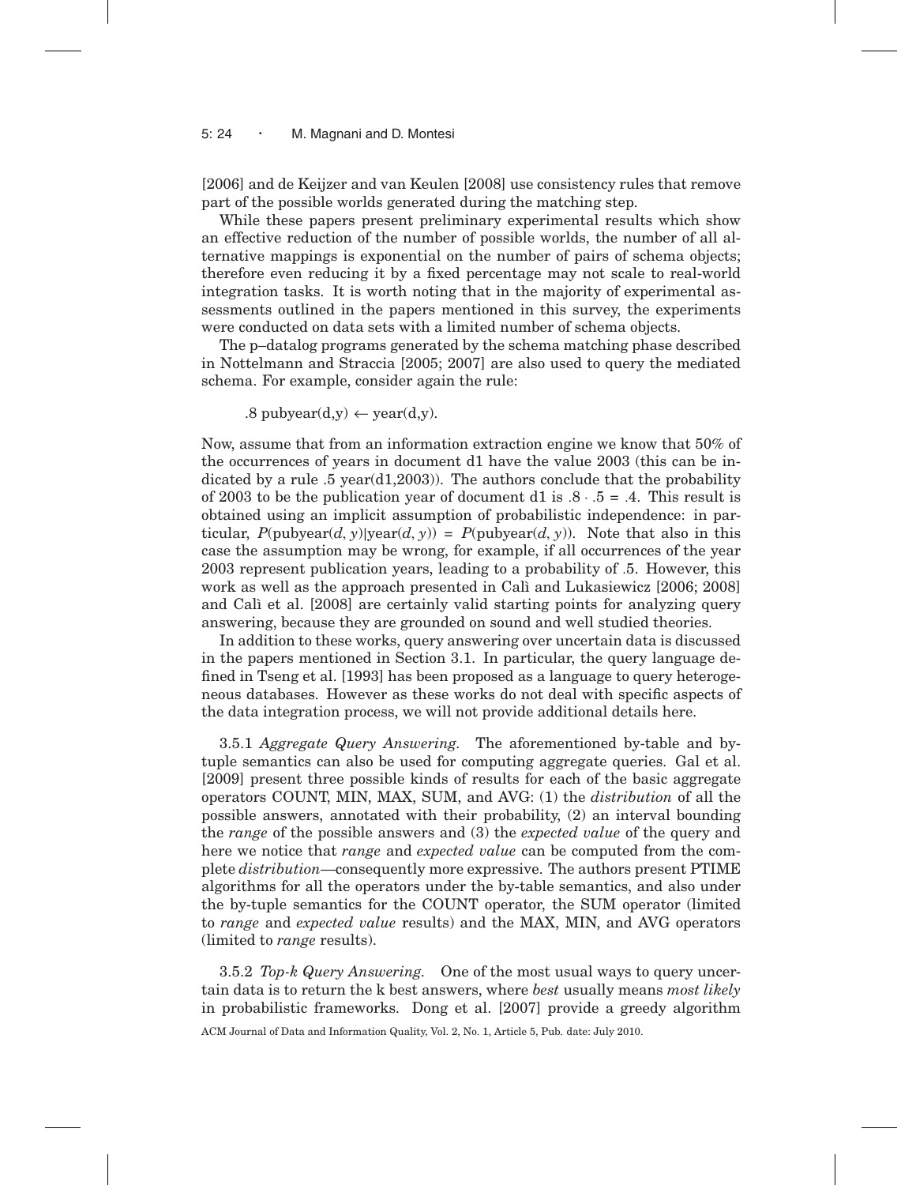[2006] and de Keijzer and van Keulen [2008] use consistency rules that remove part of the possible worlds generated during the matching step.

While these papers present preliminary experimental results which show an effective reduction of the number of possible worlds, the number of all alternative mappings is exponential on the number of pairs of schema objects; therefore even reducing it by a fixed percentage may not scale to real-world integration tasks. It is worth noting that in the majority of experimental assessments outlined in the papers mentioned in this survey, the experiments were conducted on data sets with a limited number of schema objects.

The p–datalog programs generated by the schema matching phase described in Nottelmann and Straccia [2005; 2007] are also used to query the mediated schema. For example, consider again the rule:

.8 pubyear(d,y) ← year(d,y).

Now, assume that from an information extraction engine we know that 50% of the occurrences of years in document d1 have the value 2003 (this can be indicated by a rule .5 year(d1,2003)). The authors conclude that the probability of 2003 to be the publication year of document d1 is $.8 \cdot .5 = .4$. This result is obtained using an implicit assumption of probabilistic independence: in particular, $P(\text{pubyear}(d, y)|\text{year}(d, y)) = P(\text{pubyear}(d, y))$. Note that also in this case the assumption may be wrong, for example, if all occurrences of the year 2003 represent publication years, leading to a probability of .5. However, this work as well as the approach presented in Calì and Lukasiewicz [2006; 2008] and Calì et al. [2008] are certainly valid starting points for analyzing query answering, because they are grounded on sound and well studied theories.

In addition to these works, query answering over uncertain data is discussed in the papers mentioned in Section 3.1. In particular, the query language defined in Tseng et al. [1993] has been proposed as a language to query heterogeneous databases. However as these works do not deal with specific aspects of the data integration process, we will not provide additional details here.

3.5.1 *Aggregate Query Answering.* The aforementioned by-table and by-tuple semantics can also be used for computing aggregate queries. Gal et al. [2009] present three possible kinds of results for each of the basic aggregate operators COUNT, MIN, MAX, SUM, and AVG: (1) the *distribution* of all the possible answers, annotated with their probability, (2) an interval bounding the *range* of the possible answers and (3) the *expected value* of the query and here we notice that *range* and *expected value* can be computed from the complete *distribution*—consequently more expressive. The authors present PTIME algorithms for all the operators under the by-table semantics, and also under the by-tuple semantics for the COUNT operator, the SUM operator (limited to *range* and *expected value* results) and the MAX, MIN, and AVG operators (limited to *range* results).

3.5.2 *Top-k Query Answering.* One of the most usual ways to query uncertain data is to return the k best answers, where *best* usually means *most likely* in probabilistic frameworks. Dong et al. [2007] provide a greedy algorithm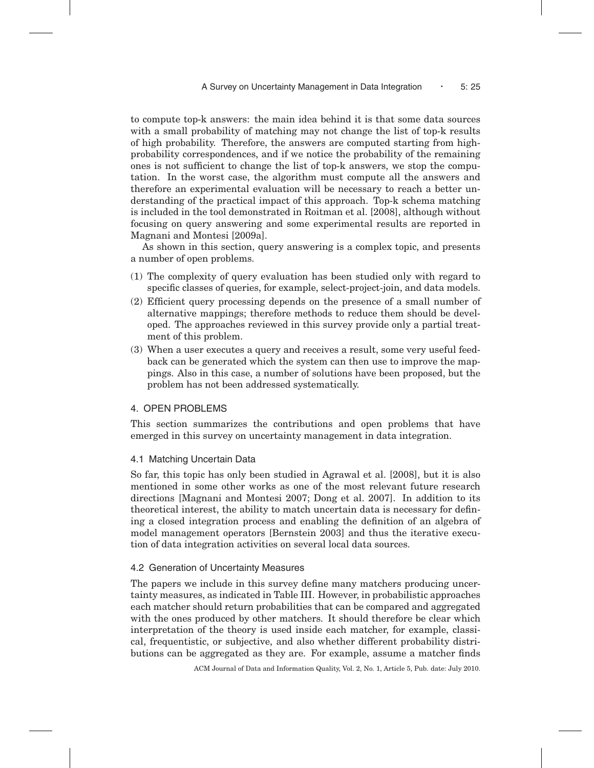to compute top-k answers: the main idea behind it is that some data sources with a small probability of matching may not change the list of top-k results of high probability. Therefore, the answers are computed starting from high-probability correspondences, and if we notice the probability of the remaining ones is not sufficient to change the list of top-k answers, we stop the computation. In the worst case, the algorithm must compute all the answers and therefore an experimental evaluation will be necessary to reach a better understanding of the practical impact of this approach. Top-k schema matching is included in the tool demonstrated in Roitman et al. [2008], although without focusing on query answering and some experimental results are reported in Magnani and Montesi [2009a].

As shown in this section, query answering is a complex topic, and presents a number of open problems.

(1) The complexity of query evaluation has been studied only with regard to specific classes of queries, for example, select-project-join, and data models.
(2) Efficient query processing depends on the presence of a small number of alternative mappings; therefore methods to reduce them should be developed. The approaches reviewed in this survey provide only a partial treatment of this problem.
(3) When a user executes a query and receives a result, some very useful feedback can be generated which the system can then use to improve the mappings. Also in this case, a number of solutions have been proposed, but the problem has not been addressed systematically.

## 4. OPEN PROBLEMS

This section summarizes the contributions and open problems that have emerged in this survey on uncertainty management in data integration.

### 4.1 Matching Uncertain Data

So far, this topic has only been studied in Agrawal et al. [2008], but it is also mentioned in some other works as one of the most relevant future research directions [Magnani and Montesi 2007; Dong et al. 2007]. In addition to its theoretical interest, the ability to match uncertain data is necessary for defining a closed integration process and enabling the definition of an algebra of model management operators [Bernstein 2003] and thus the iterative execution of data integration activities on several local data sources.

### 4.2 Generation of Uncertainty Measures

The papers we include in this survey define many matchers producing uncertainty measures, as indicated in Table III. However, in probabilistic approaches each matcher should return probabilities that can be compared and aggregated with the ones produced by other matchers. It should therefore be clear which interpretation of the theory is used inside each matcher, for example, classical, frequentistic, or subjective, and also whether different probability distributions can be aggregated as they are. For example, assume a matcher finds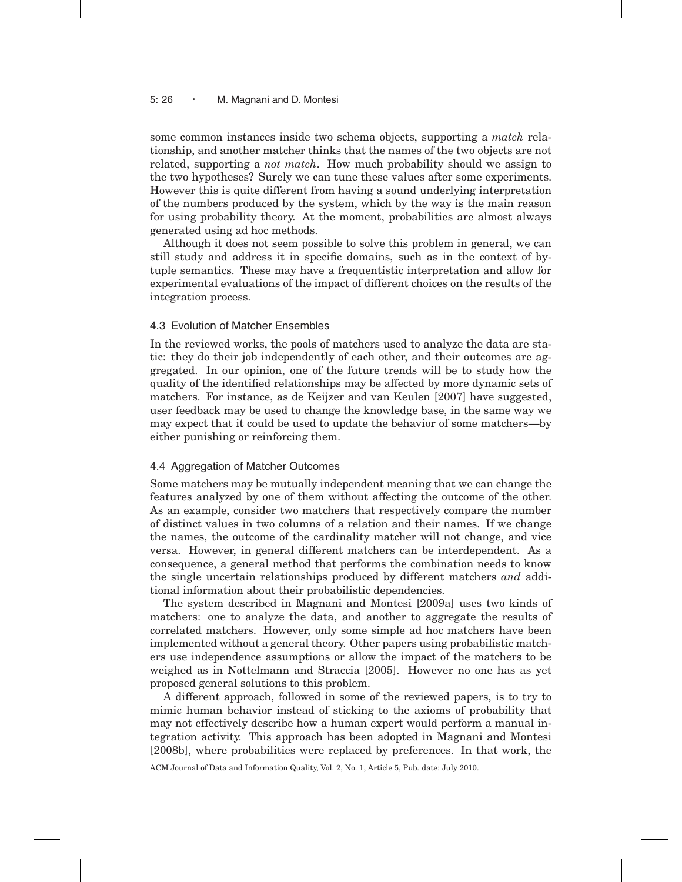some common instances inside two schema objects, supporting a *match* relationship, and another matcher thinks that the names of the two objects are not related, supporting a *not match*. How much probability should we assign to the two hypotheses? Surely we can tune these values after some experiments. However this is quite different from having a sound underlying interpretation of the numbers produced by the system, which by the way is the main reason for using probability theory. At the moment, probabilities are almost always generated using ad hoc methods.

Although it does not seem possible to solve this problem in general, we can still study and address it in specific domains, such as in the context of by-tuple semantics. These may have a frequentistic interpretation and allow for experimental evaluations of the impact of different choices on the results of the integration process.

### 4.3 Evolution of Matcher Ensembles

In the reviewed works, the pools of matchers used to analyze the data are static: they do their job independently of each other, and their outcomes are aggregated. In our opinion, one of the future trends will be to study how the quality of the identified relationships may be affected by more dynamic sets of matchers. For instance, as de Keijzer and van Keulen [2007] have suggested, user feedback may be used to change the knowledge base, in the same way we may expect that it could be used to update the behavior of some matchers—by either punishing or reinforcing them.

### 4.4 Aggregation of Matcher Outcomes

Some matchers may be mutually independent meaning that we can change the features analyzed by one of them without affecting the outcome of the other. As an example, consider two matchers that respectively compare the number of distinct values in two columns of a relation and their names. If we change the names, the outcome of the cardinality matcher will not change, and vice versa. However, in general different matchers can be interdependent. As a consequence, a general method that performs the combination needs to know the single uncertain relationships produced by different matchers *and* additional information about their probabilistic dependencies.

The system described in Magnani and Montesi [2009a] uses two kinds of matchers: one to analyze the data, and another to aggregate the results of correlated matchers. However, only some simple ad hoc matchers have been implemented without a general theory. Other papers using probabilistic matchers use independence assumptions or allow the impact of the matchers to be weighed as in Nottelmann and Straccia [2005]. However no one has as yet proposed general solutions to this problem.

A different approach, followed in some of the reviewed papers, is to try to mimic human behavior instead of sticking to the axioms of probability that may not effectively describe how a human expert would perform a manual integration activity. This approach has been adopted in Magnani and Montesi [2008b], where probabilities were replaced by preferences. In that work, the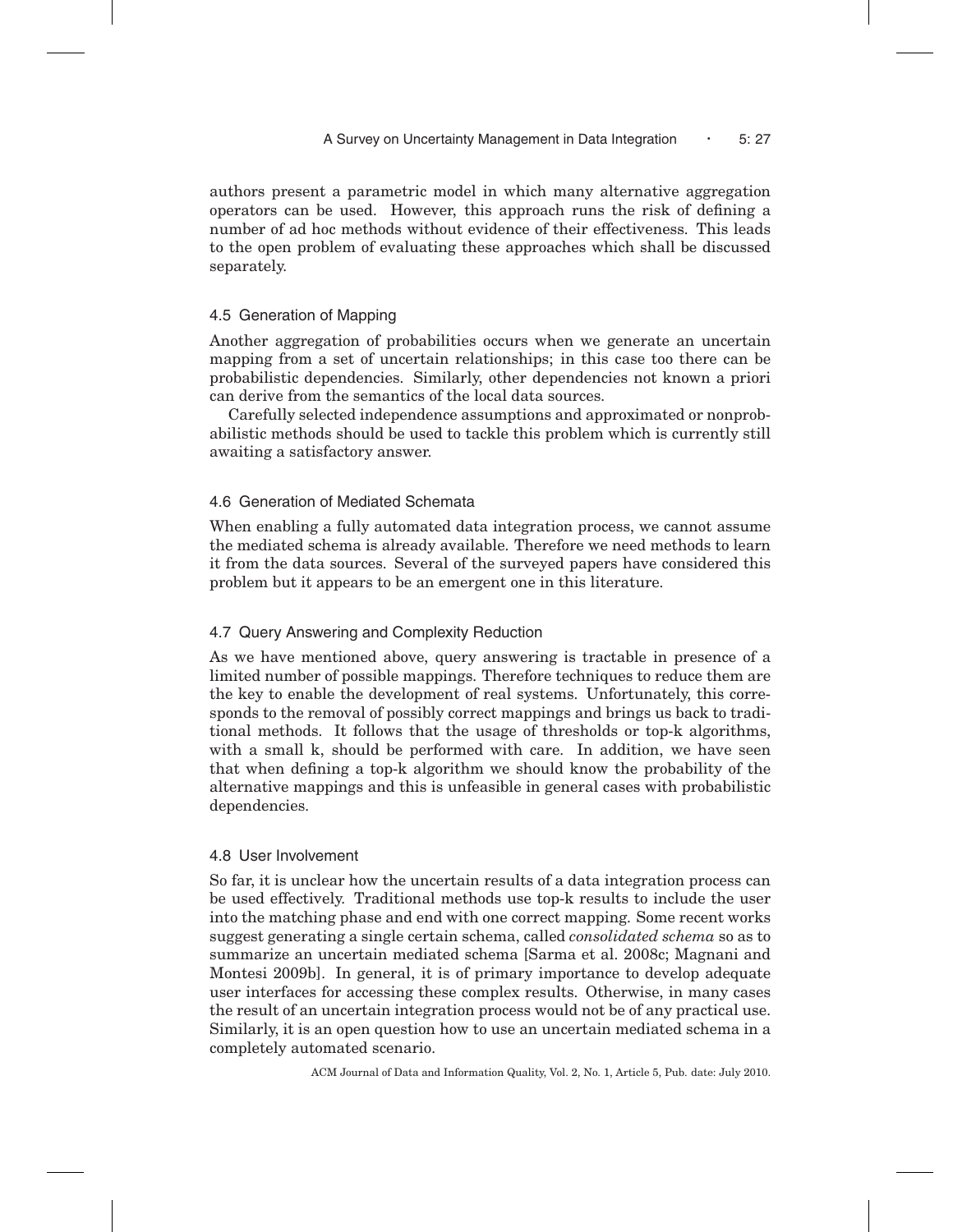authors present a parametric model in which many alternative aggregation operators can be used. However, this approach runs the risk of defining a number of ad hoc methods without evidence of their effectiveness. This leads to the open problem of evaluating these approaches which shall be discussed separately.

### 4.5 Generation of Mapping

Another aggregation of probabilities occurs when we generate an uncertain mapping from a set of uncertain relationships; in this case too there can be probabilistic dependencies. Similarly, other dependencies not known a priori can derive from the semantics of the local data sources.

Carefully selected independence assumptions and approximated or nonprobabilistic methods should be used to tackle this problem which is currently still awaiting a satisfactory answer.

### 4.6 Generation of Mediated Schemata

When enabling a fully automated data integration process, we cannot assume the mediated schema is already available. Therefore we need methods to learn it from the data sources. Several of the surveyed papers have considered this problem but it appears to be an emergent one in this literature.

### 4.7 Query Answering and Complexity Reduction

As we have mentioned above, query answering is tractable in presence of a limited number of possible mappings. Therefore techniques to reduce them are the key to enable the development of real systems. Unfortunately, this corresponds to the removal of possibly correct mappings and brings us back to traditional methods. It follows that the usage of thresholds or top-k algorithms, with a small k, should be performed with care. In addition, we have seen that when defining a top-k algorithm we should know the probability of the alternative mappings and this is unfeasible in general cases with probabilistic dependencies.

### 4.8 User Involvement

So far, it is unclear how the uncertain results of a data integration process can be used effectively. Traditional methods use top-k results to include the user into the matching phase and end with one correct mapping. Some recent works suggest generating a single certain schema, called *consolidated schema* so as to summarize an uncertain mediated schema [Sarma et al. 2008c; Magnani and Montesi 2009b]. In general, it is of primary importance to develop adequate user interfaces for accessing these complex results. Otherwise, in many cases the result of an uncertain integration process would not be of any practical use. Similarly, it is an open question how to use an uncertain mediated schema in a completely automated scenario.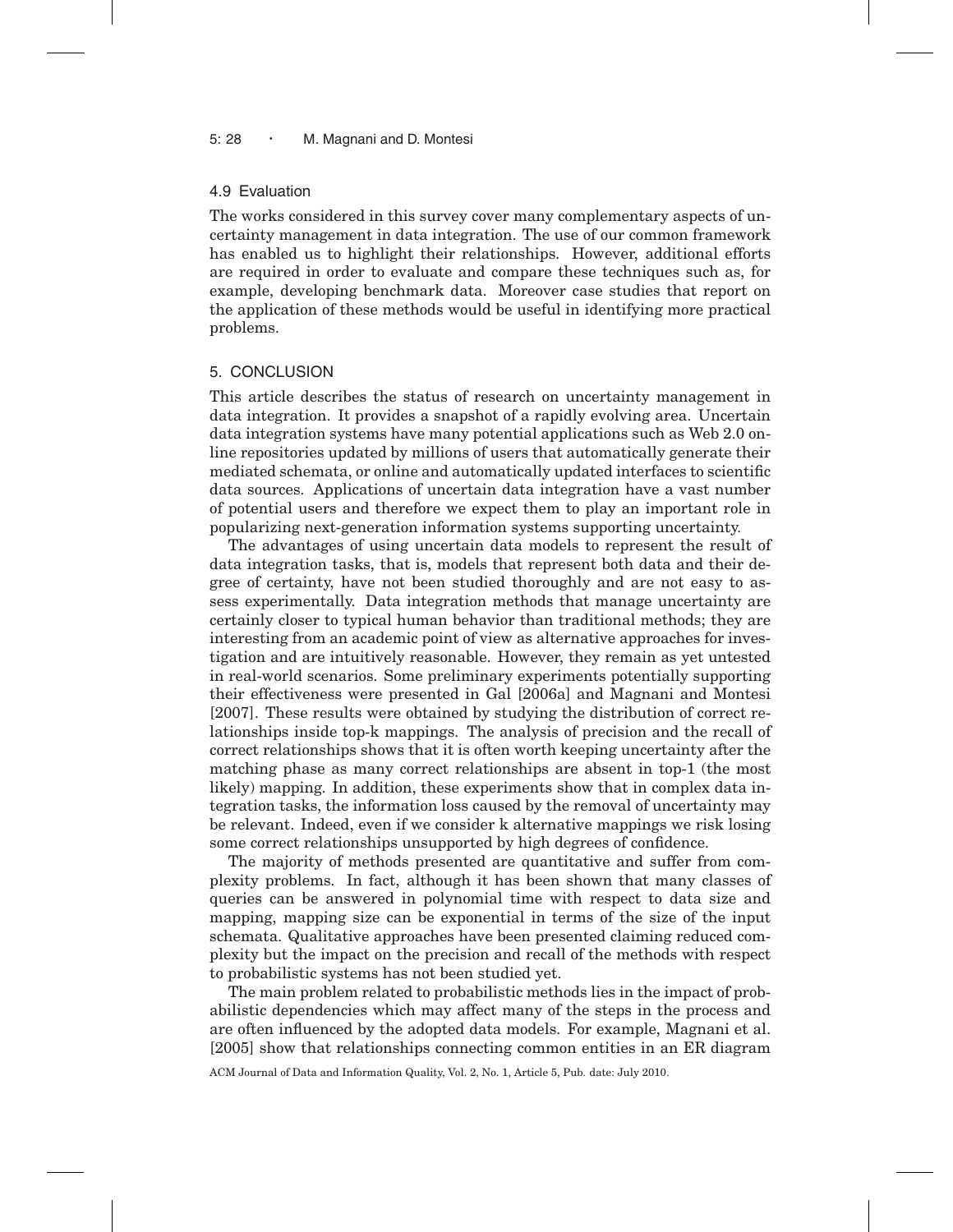### 4.9 Evaluation

The works considered in this survey cover many complementary aspects of uncertainty management in data integration. The use of our common framework has enabled us to highlight their relationships. However, additional efforts are required in order to evaluate and compare these techniques such as, for example, developing benchmark data. Moreover case studies that report on the application of these methods would be useful in identifying more practical problems.

## 5. CONCLUSION

This article describes the status of research on uncertainty management in data integration. It provides a snapshot of a rapidly evolving area. Uncertain data integration systems have many potential applications such as Web 2.0 online repositories updated by millions of users that automatically generate their mediated schemata, or online and automatically updated interfaces to scientific data sources. Applications of uncertain data integration have a vast number of potential users and therefore we expect them to play an important role in popularizing next-generation information systems supporting uncertainty.

The advantages of using uncertain data models to represent the result of data integration tasks, that is, models that represent both data and their degree of certainty, have not been studied thoroughly and are not easy to assess experimentally. Data integration methods that manage uncertainty are certainly closer to typical human behavior than traditional methods; they are interesting from an academic point of view as alternative approaches for investigation and are intuitively reasonable. However, they remain as yet untested in real-world scenarios. Some preliminary experiments potentially supporting their effectiveness were presented in Gal [2006a] and Magnani and Montesi [2007]. These results were obtained by studying the distribution of correct relationships inside top-k mappings. The analysis of precision and the recall of correct relationships shows that it is often worth keeping uncertainty after the matching phase as many correct relationships are absent in top-1 (the most likely) mapping. In addition, these experiments show that in complex data integration tasks, the information loss caused by the removal of uncertainty may be relevant. Indeed, even if we consider k alternative mappings we risk losing some correct relationships unsupported by high degrees of confidence.

The majority of methods presented are quantitative and suffer from complexity problems. In fact, although it has been shown that many classes of queries can be answered in polynomial time with respect to data size and mapping, mapping size can be exponential in terms of the size of the input schemata. Qualitative approaches have been presented claiming reduced complexity but the impact on the precision and recall of the methods with respect to probabilistic systems has not been studied yet.

The main problem related to probabilistic methods lies in the impact of probabilistic dependencies which may affect many of the steps in the process and are often influenced by the adopted data models. For example, Magnani et al. [2005] show that relationships connecting common entities in an ER diagram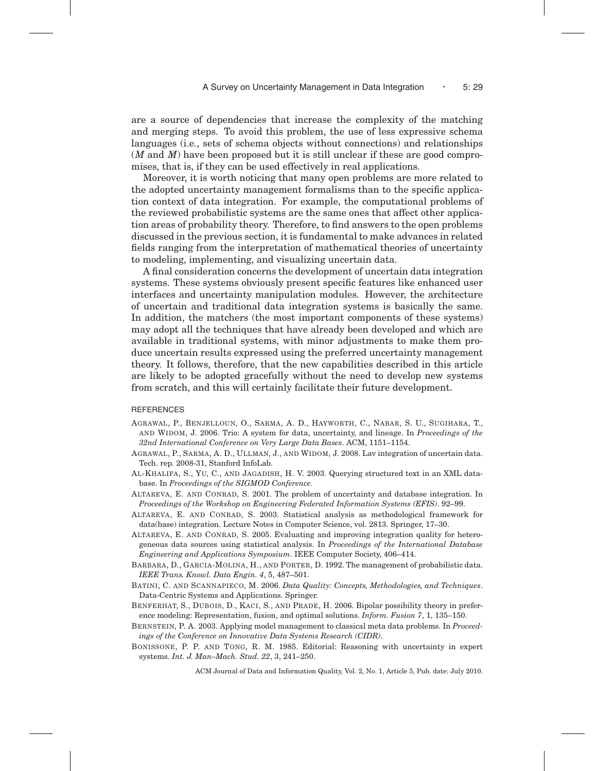are a source of dependencies that increase the complexity of the matching and merging steps. To avoid this problem, the use of less expressive schema languages (i.e., sets of schema objects without connections) and relationships ($M$ and $\not M$) have been proposed but it is still unclear if these are good compromises, that is, if they can be used effectively in real applications.

Moreover, it is worth noticing that many open problems are more related to the adopted uncertainty management formalisms than to the specific application context of data integration. For example, the computational problems of the reviewed probabilistic systems are the same ones that affect other application areas of probability theory. Therefore, to find answers to the open problems discussed in the previous section, it is fundamental to make advances in related fields ranging from the interpretation of mathematical theories of uncertainty to modeling, implementing, and visualizing uncertain data.

A final consideration concerns the development of uncertain data integration systems. These systems obviously present specific features like enhanced user interfaces and uncertainty manipulation modules. However, the architecture of uncertain and traditional data integration systems is basically the same. In addition, the matchers (the most important components of these systems) may adopt all the techniques that have already been developed and which are available in traditional systems, with minor adjustments to make them produce uncertain results expressed using the preferred uncertainty management theory. It follows, therefore, that the new capabilities described in this article are likely to be adopted gracefully without the need to develop new systems from scratch, and this will certainly facilitate their future development.

## REFERENCES

AGRAWAL, P., BENJELLOUN, O., SARMA, A. D., HAYWORTH, C., NABAR, S. U., SUGIHARA, T., AND WIDOM, J. 2006. Trio: A system for data, uncertainty, and lineage. In *Proceedings of the 32nd International Conference on Very Large Data Bases*. ACM, 1151–1154.

AGRAWAL, P., SARMA, A. D., ULLMAN, J., AND WIDOM, J. 2008. Lav integration of uncertain data. Tech. rep. 2008-31, Stanford InfoLab.

AL-KHALIFA, S., YU, C., AND JAGADISH, H. V. 2003. Querying structured text in an XML database. In *Proceedings of the SIGMOD Conference*.

ALTAREVA, E. AND CONRAD, S. 2001. The problem of uncertainty and database integration. In *Proceedings of the Workshop on Engineering Federated Information Systems (EFIS)*. 92–99.

ALTAREVA, E. AND CONRAD, S. 2003. Statistical analysis as methodological framework for data(base) integration. Lecture Notes in Computer Science, vol. 2813. Springer, 17–30.

ALTAREVA, E. AND CONRAD, S. 2005. Evaluating and improving integration quality for heterogeneous data sources using statistical analysis. In *Proceedings of the International Database Engineering and Applications Symposium*. IEEE Computer Society, 406–414.

BARBARA, D., GARCIA-MOLINA, H., AND PORTER, D. 1992. The management of probabilistic data. *IEEE Trans. Knowl. Data Engin. 4*, 5, 487–501.

BATINI, C. AND SCANNAPIECO, M. 2006. *Data Quality: Concepts, Methodologies, and Techniques*. Data-Centric Systems and Applications. Springer.

BENFERHAT, S., DUBOIS, D., KACI, S., AND PRADE, H. 2006. Bipolar possibility theory in preference modeling: Representation, fusion, and optimal solutions. *Inform. Fusion 7*, 1, 135–150.

BERNSTEIN, P. A. 2003. Applying model management to classical meta data problems. In *Proceedings of the Conference on Innovative Data Systems Research (CIDR)*.

BONISSONE, P. P. AND TONG, R. M. 1985. Editorial: Reasoning with uncertainty in expert systems. *Int. J. Man–Mach. Stud. 22*, 3, 241–250.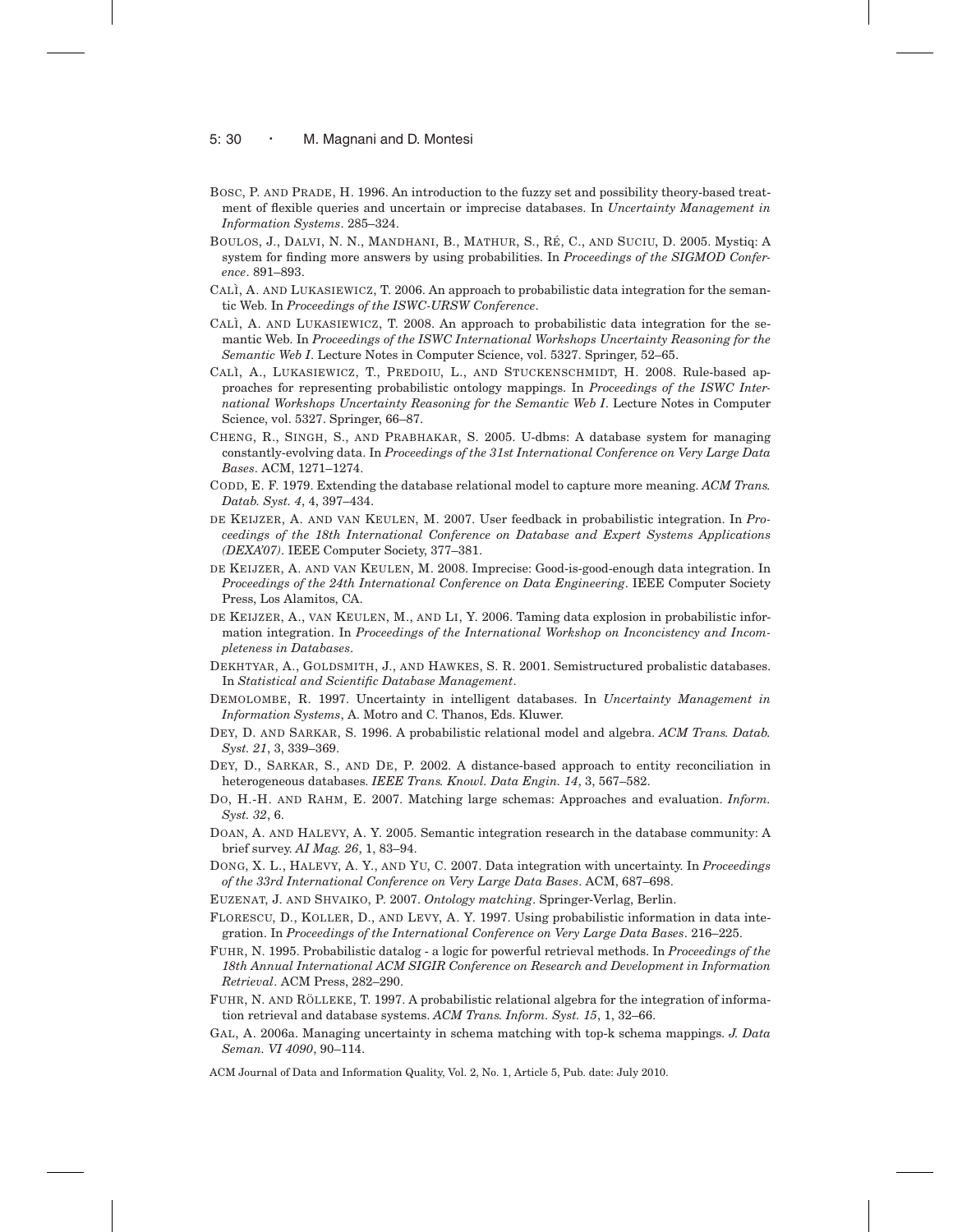BOSC, P. AND PRADE, H. 1996. An introduction to the fuzzy set and possibility theory-based treatment of flexible queries and uncertain or imprecise databases. In *Uncertainty Management in Information Systems*. 285–324.

BOULOS, J., DALVI, N. N., MANDHANI, B., MATHUR, S., RÉ, C., AND SUCIU, D. 2005. Mystiq: A system for finding more answers by using probabilities. In *Proceedings of the SIGMOD Conference*. 891–893.

CALÌ, A. AND LUKASIEWICZ, T. 2006. An approach to probabilistic data integration for the semantic Web. In *Proceedings of the ISWC-URSW Conference*.

CALÌ, A. AND LUKASIEWICZ, T. 2008. An approach to probabilistic data integration for the semantic Web. In *Proceedings of the ISWC International Workshops Uncertainty Reasoning for the Semantic Web I*. Lecture Notes in Computer Science, vol. 5327. Springer, 52–65.

CALÌ, A., LUKASIEWICZ, T., PREDOIU, L., AND STUCKENSCHMIDT, H. 2008. Rule-based approaches for representing probabilistic ontology mappings. In *Proceedings of the ISWC International Workshops Uncertainty Reasoning for the Semantic Web I*. Lecture Notes in Computer Science, vol. 5327. Springer, 66–87.

CHENG, R., SINGH, S., AND PRABHAKAR, S. 2005. U-dbms: A database system for managing constantly-evolving data. In *Proceedings of the 31st International Conference on Very Large Data Bases*. ACM, 1271–1274.

CODD, E. F. 1979. Extending the database relational model to capture more meaning. *ACM Trans. Datab. Syst. 4*, 4, 397–434.

DE KEIJZER, A. AND VAN KEULEN, M. 2007. User feedback in probabilistic integration. In *Proceedings of the 18th International Conference on Database and Expert Systems Applications (DEXA'07)*. IEEE Computer Society, 377–381.

DE KEIJZER, A. AND VAN KEULEN, M. 2008. Imprecise: Good-is-good-enough data integration. In *Proceedings of the 24th International Conference on Data Engineering*. IEEE Computer Society Press, Los Alamitos, CA.

DE KEIJZER, A., VAN KEULEN, M., AND LI, Y. 2006. Taming data explosion in probabilistic information integration. In *Proceedings of the International Workshop on Inconcistency and Incompleteness in Databases*.

DEKHTYAR, A., GOLDSMITH, J., AND HAWKES, S. R. 2001. Semistructured probalistic databases. In *Statistical and Scientific Database Management*.

DEMOLOMBE, R. 1997. Uncertainty in intelligent databases. In *Uncertainty Management in Information Systems*, A. Motro and C. Thanos, Eds. Kluwer.

DEY, D. AND SARKAR, S. 1996. A probabilistic relational model and algebra. *ACM Trans. Datab. Syst. 21*, 3, 339–369.

DEY, D., SARKAR, S., AND DE, P. 2002. A distance-based approach to entity reconciliation in heterogeneous databases. *IEEE Trans. Knowl. Data Engin. 14*, 3, 567–582.

DO, H.-H. AND RAHM, E. 2007. Matching large schemas: Approaches and evaluation. *Inform. Syst. 32*, 6.

DOAN, A. AND HALEVY, A. Y. 2005. Semantic integration research in the database community: A brief survey. *AI Mag. 26*, 1, 83–94.

DONG, X. L., HALEVY, A. Y., AND YU, C. 2007. Data integration with uncertainty. In *Proceedings of the 33rd International Conference on Very Large Data Bases*. ACM, 687–698.

EUZENAT, J. AND SHVAIKO, P. 2007. *Ontology matching*. Springer-Verlag, Berlin.

FLORESCU, D., KOLLER, D., AND LEVY, A. Y. 1997. Using probabilistic information in data integration. In *Proceedings of the International Conference on Very Large Data Bases*. 216–225.

FUHR, N. 1995. Probabilistic datalog - a logic for powerful retrieval methods. In *Proceedings of the 18th Annual International ACM SIGIR Conference on Research and Development in Information Retrieval*. ACM Press, 282–290.

FUHR, N. AND RÖLLEKE, T. 1997. A probabilistic relational algebra for the integration of information retrieval and database systems. *ACM Trans. Inform. Syst. 15*, 1, 32–66.

GAL, A. 2006a. Managing uncertainty in schema matching with top-k schema mappings. *J. Data Seman. VI 4090*, 90–114.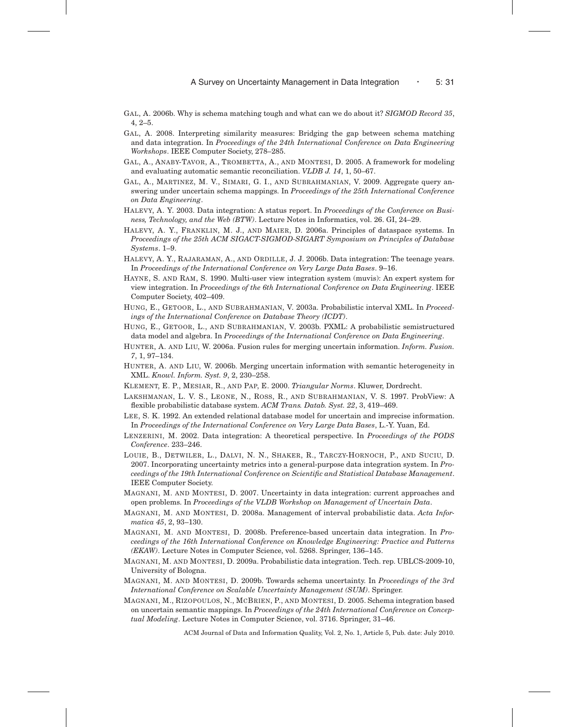GAL, A. 2006b. Why is schema matching tough and what can we do about it? *SIGMOD Record 35*, 4, 2–5.

GAL, A. 2008. Interpreting similarity measures: Bridging the gap between schema matching and data integration. In *Proceedings of the 24th International Conference on Data Engineering Workshops*. IEEE Computer Society, 278–285.

GAL, A., ANABY-TAVOR, A., TROMBETTA, A., AND MONTESI, D. 2005. A framework for modeling and evaluating automatic semantic reconciliation. *VLDB J. 14*, 1, 50–67.

GAL, A., MARTINEZ, M. V., SIMARI, G. I., AND SUBRAHMANIAN, V. 2009. Aggregate query answering under uncertain schema mappings. In *Proceedings of the 25th International Conference on Data Engineering*.

HALEVY, A. Y. 2003. Data integration: A status report. In *Proceedings of the Conference on Business, Technology, and the Web (BTW)*. Lecture Notes in Informatics, vol. 26. GI, 24–29.

HALEVY, A. Y., FRANKLIN, M. J., AND MAIER, D. 2006a. Principles of dataspace systems. In *Proceedings of the 25th ACM SIGACT-SIGMOD-SIGART Symposium on Principles of Database Systems*. 1–9.

HALEVY, A. Y., RAJARAMAN, A., AND ORDILLE, J. J. 2006b. Data integration: The teenage years. In *Proceedings of the International Conference on Very Large Data Bases*. 9–16.

HAYNE, S. AND RAM, S. 1990. Multi-user view integration system (muvis): An expert system for view integration. In *Proceedings of the 6th International Conference on Data Engineering*. IEEE Computer Society, 402–409.

HUNG, E., GETOOR, L., AND SUBRAHMANIAN, V. 2003a. Probabilistic interval XML. In *Proceedings of the International Conference on Database Theory (ICDT)*.

HUNG, E., GETOOR, L., AND SUBRAHMANIAN, V. 2003b. PXML: A probabilistic semistructured data model and algebra. In *Proceedings of the International Conference on Data Engineering*.

HUNTER, A. AND LIU, W. 2006a. Fusion rules for merging uncertain information. *Inform. Fusion. 7*, 1, 97–134.

HUNTER, A. AND LIU, W. 2006b. Merging uncertain information with semantic heterogeneity in XML. *Knowl. Inform. Syst. 9*, 2, 230–258.

KLEMENT, E. P., MESIAR, R., AND PAP, E. 2000. *Triangular Norms*. Kluwer, Dordrecht.

LAKSHMANAN, L. V. S., LEONE, N., ROSS, R., AND SUBRAHMANIAN, V. S. 1997. ProbView: A flexible probabilistic database system. *ACM Trans. Datab. Syst. 22*, 3, 419–469.

LEE, S. K. 1992. An extended relational database model for uncertain and imprecise information. In *Proceedings of the International Conference on Very Large Data Bases*, L.-Y. Yuan, Ed.

LENZERINI, M. 2002. Data integration: A theoretical perspective. In *Proceedings of the PODS Conference*. 233–246.

LOUIE, B., DETWILER, L., DALVI, N. N., SHAKER, R., TARCZY-HORNOCH, P., AND SUCIU, D. 2007. Incorporating uncertainty metrics into a general-purpose data integration system. In *Proceedings of the 19th International Conference on Scientific and Statistical Database Management*. IEEE Computer Society.

MAGNANI, M. AND MONTESI, D. 2007. Uncertainty in data integration: current approaches and open problems. In *Proceedings of the VLDB Workshop on Management of Uncertain Data*.

MAGNANI, M. AND MONTESI, D. 2008a. Management of interval probabilistic data. *Acta Informatica 45*, 2, 93–130.

MAGNANI, M. AND MONTESI, D. 2008b. Preference-based uncertain data integration. In *Proceedings of the 16th International Conference on Knowledge Engineering: Practice and Patterns (EKAW)*. Lecture Notes in Computer Science, vol. 5268. Springer, 136–145.

MAGNANI, M. AND MONTESI, D. 2009a. Probabilistic data integration. Tech. rep. UBLCS-2009-10, University of Bologna.

MAGNANI, M. AND MONTESI, D. 2009b. Towards schema uncertainty. In *Proceedings of the 3rd International Conference on Scalable Uncertainty Management (SUM)*. Springer.

MAGNANI, M., RIZOPOULOS, N., MCBRIEN, P., AND MONTESI, D. 2005. Schema integration based on uncertain semantic mappings. In *Proceedings of the 24th International Conference on Conceptual Modeling*. Lecture Notes in Computer Science, vol. 3716. Springer, 31–46.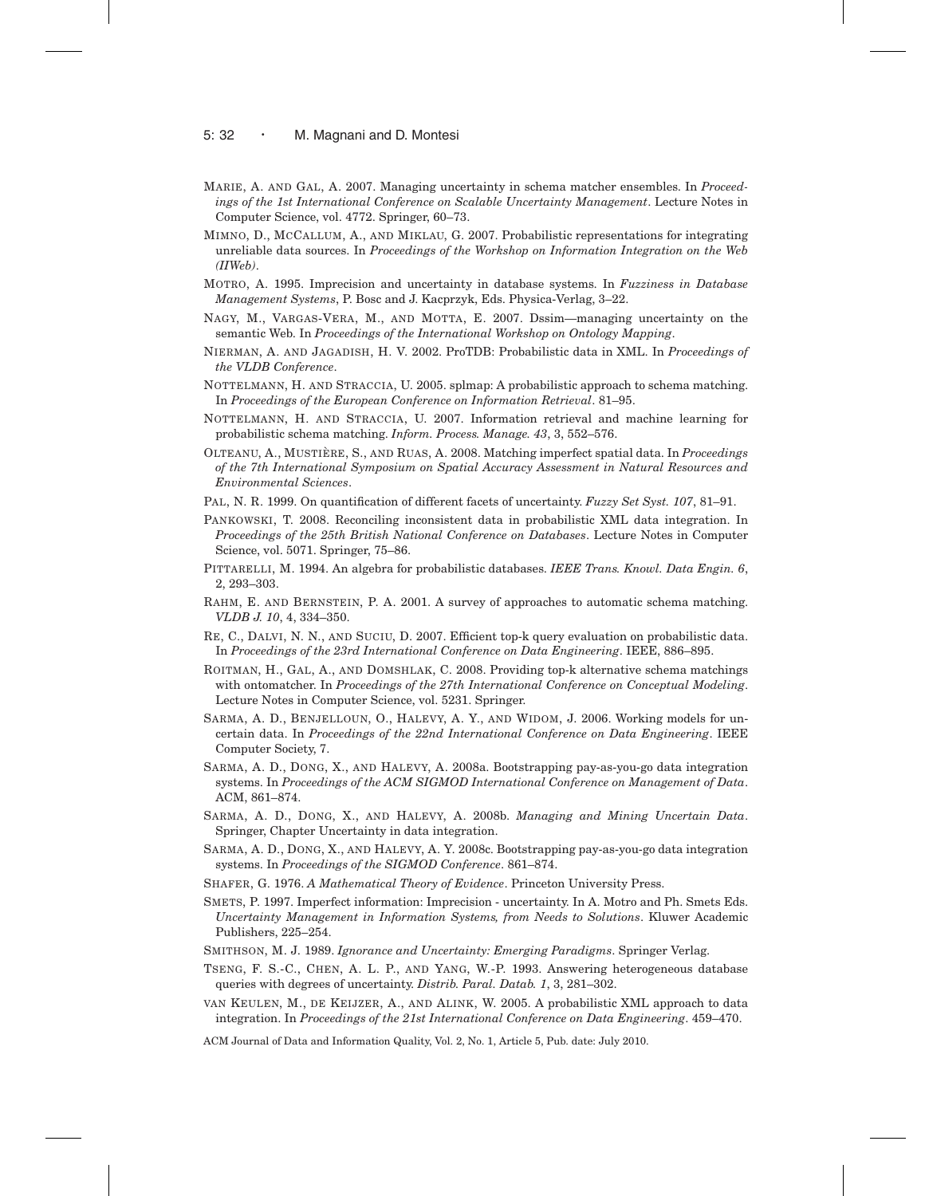MARIE, A. AND GAL, A. 2007. Managing uncertainty in schema matcher ensembles. In *Proceedings of the 1st International Conference on Scalable Uncertainty Management*. Lecture Notes in Computer Science, vol. 4772. Springer, 60–73.

MIMNO, D., MCCALLUM, A., AND MIKLAU, G. 2007. Probabilistic representations for integrating unreliable data sources. In *Proceedings of the Workshop on Information Integration on the Web (IIWeb)*.

MOTRO, A. 1995. Imprecision and uncertainty in database systems. In *Fuzziness in Database Management Systems*, P. Bosc and J. Kacprzyk, Eds. Physica-Verlag, 3–22.

NAGY, M., VARGAS-VERA, M., AND MOTTA, E. 2007. Dssim—managing uncertainty on the semantic Web. In *Proceedings of the International Workshop on Ontology Mapping*.

NIERMAN, A. AND JAGADISH, H. V. 2002. ProTDB: Probabilistic data in XML. In *Proceedings of the VLDB Conference*.

NOTTELMANN, H. AND STRACCIA, U. 2005. splmap: A probabilistic approach to schema matching. In *Proceedings of the European Conference on Information Retrieval*. 81–95.

NOTTELMANN, H. AND STRACCIA, U. 2007. Information retrieval and machine learning for probabilistic schema matching. *Inform. Process. Manage. 43*, 3, 552–576.

OLTEANU, A., MUSTIÈRE, S., AND RUAS, A. 2008. Matching imperfect spatial data. In *Proceedings of the 7th International Symposium on Spatial Accuracy Assessment in Natural Resources and Environmental Sciences*.

PAL, N. R. 1999. On quantification of different facets of uncertainty. *Fuzzy Set Syst. 107*, 81–91.

PANKOWSKI, T. 2008. Reconciling inconsistent data in probabilistic XML data integration. In *Proceedings of the 25th British National Conference on Databases*. Lecture Notes in Computer Science, vol. 5071. Springer, 75–86.

PITTARELLI, M. 1994. An algebra for probabilistic databases. *IEEE Trans. Knowl. Data Engin. 6*, 2, 293–303.

RAHM, E. AND BERNSTEIN, P. A. 2001. A survey of approaches to automatic schema matching. *VLDB J. 10*, 4, 334–350.

RE, C., DALVI, N. N., AND SUCIU, D. 2007. Efficient top-k query evaluation on probabilistic data. In *Proceedings of the 23rd International Conference on Data Engineering*. IEEE, 886–895.

ROITMAN, H., GAL, A., AND DOMSHLAK, C. 2008. Providing top-k alternative schema matchings with ontomatcher. In *Proceedings of the 27th International Conference on Conceptual Modeling*. Lecture Notes in Computer Science, vol. 5231. Springer.

SARMA, A. D., BENJELLOUN, O., HALEVY, A. Y., AND WIDOM, J. 2006. Working models for uncertain data. In *Proceedings of the 22nd International Conference on Data Engineering*. IEEE Computer Society, 7.

SARMA, A. D., DONG, X., AND HALEVY, A. 2008a. Bootstrapping pay-as-you-go data integration systems. In *Proceedings of the ACM SIGMOD International Conference on Management of Data*. ACM, 861–874.

SARMA, A. D., DONG, X., AND HALEVY, A. 2008b. *Managing and Mining Uncertain Data*. Springer, Chapter Uncertainty in data integration.

SARMA, A. D., DONG, X., AND HALEVY, A. Y. 2008c. Bootstrapping pay-as-you-go data integration systems. In *Proceedings of the SIGMOD Conference*. 861–874.

SHAFER, G. 1976. *A Mathematical Theory of Evidence*. Princeton University Press.

SMETS, P. 1997. Imperfect information: Imprecision - uncertainty. In A. Motro and Ph. Smets Eds. *Uncertainty Management in Information Systems, from Needs to Solutions*. Kluwer Academic Publishers, 225–254.

SMITHSON, M. J. 1989. *Ignorance and Uncertainty: Emerging Paradigms*. Springer Verlag.

TSENG, F. S.-C., CHEN, A. L. P., AND YANG, W.-P. 1993. Answering heterogeneous database queries with degrees of uncertainty. *Distrib. Paral. Datab. 1*, 3, 281–302.

VAN KEULEN, M., DE KEIJZER, A., AND ALINK, W. 2005. A probabilistic XML approach to data integration. In *Proceedings of the 21st International Conference on Data Engineering*. 459–470.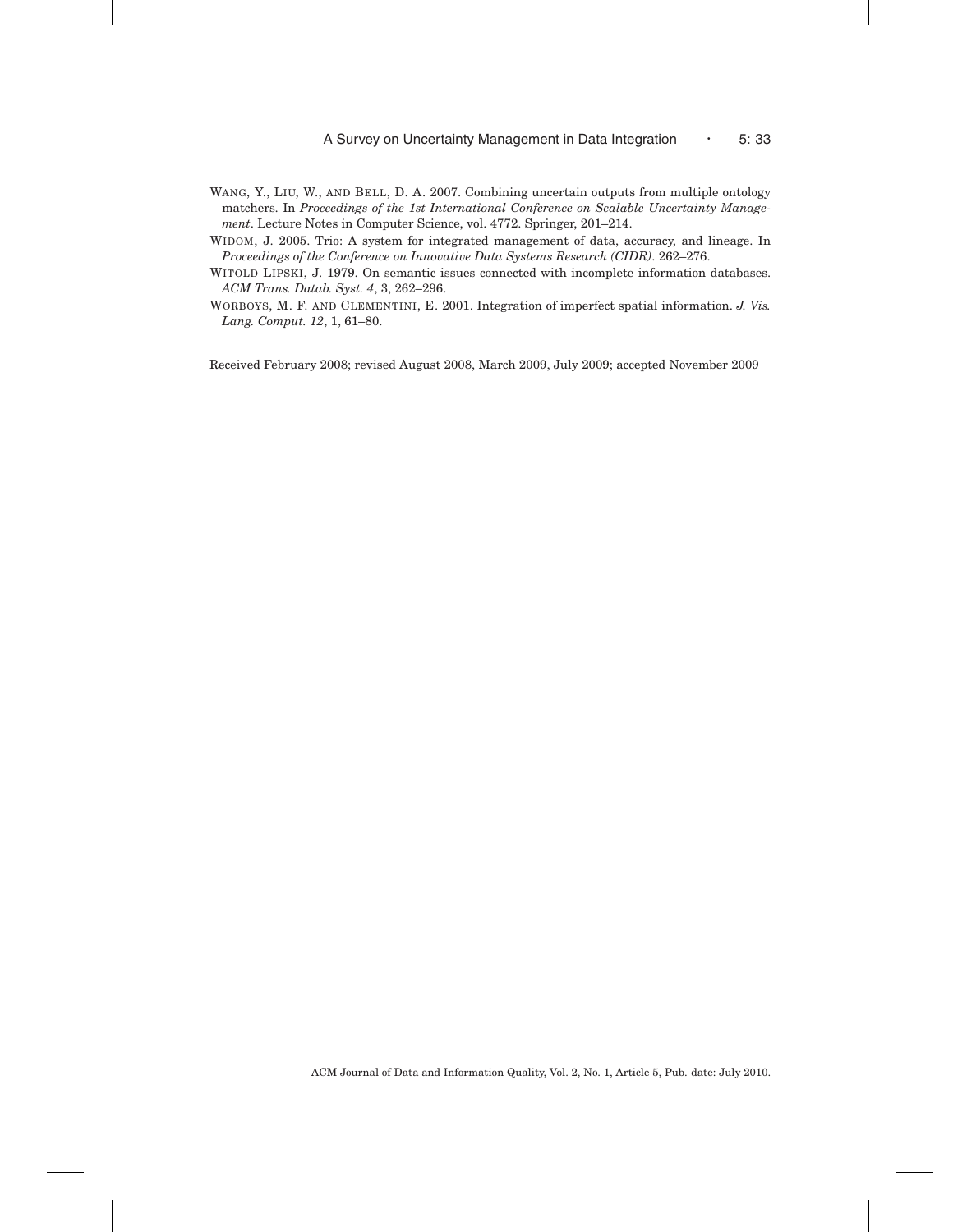WANG, Y., LIU, W., AND BELL, D. A. 2007. Combining uncertain outputs from multiple ontology matchers. In *Proceedings of the 1st International Conference on Scalable Uncertainty Management*. Lecture Notes in Computer Science, vol. 4772. Springer, 201–214.

WIDOM, J. 2005. Trio: A system for integrated management of data, accuracy, and lineage. In *Proceedings of the Conference on Innovative Data Systems Research (CIDR)*. 262–276.

WITOLD LIPSKI, J. 1979. On semantic issues connected with incomplete information databases. *ACM Trans. Datab. Syst. 4*, 3, 262–296.

WORBOYS, M. F. AND CLEMENTINI, E. 2001. Integration of imperfect spatial information. *J. Vis. Lang. Comput. 12*, 1, 61–80.

Received February 2008; revised August 2008, March 2009, July 2009; accepted November 2009